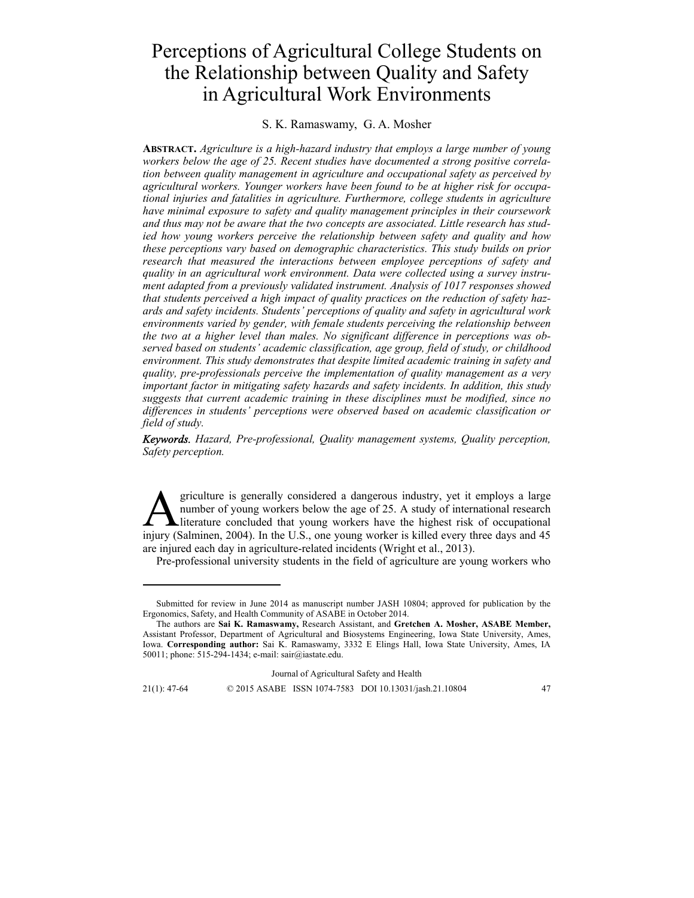# Perceptions of Agricultural College Students on the Relationship between Quality and Safety in Agricultural Work Environments

S. K. Ramaswamy, G. A. Mosher

**ABSTRACT.** *Agriculture is a high-hazard industry that employs a large number of young workers below the age of 25. Recent studies have documented a strong positive correlation between quality management in agriculture and occupational safety as perceived by agricultural workers. Younger workers have been found to be at higher risk for occupational injuries and fatalities in agriculture. Furthermore, college students in agriculture have minimal exposure to safety and quality management principles in their coursework and thus may not be aware that the two concepts are associated. Little research has studied how young workers perceive the relationship between safety and quality and how these perceptions vary based on demographic characteristics. This study builds on prior research that measured the interactions between employee perceptions of safety and quality in an agricultural work environment. Data were collected using a survey instrument adapted from a previously validated instrument. Analysis of 1017 responses showed that students perceived a high impact of quality practices on the reduction of safety hazards and safety incidents. Students' perceptions of quality and safety in agricultural work environments varied by gender, with female students perceiving the relationship between the two at a higher level than males. No significant difference in perceptions was observed based on students' academic classification, age group, field of study, or childhood environment. This study demonstrates that despite limited academic training in safety and quality, pre-professionals perceive the implementation of quality management as a very important factor in mitigating safety hazards and safety incidents. In addition, this study suggests that current academic training in these disciplines must be modified, since no differences in students' perceptions were observed based on academic classification or field of study.*

***Keywords.*** *Hazard, Pre-professional, Quality management systems, Quality perception, Safety perception.*

Agriculture is generally considered a dangerous industry, yet it employs a large number of young workers below the age of 25. A study of international research literature concluded that young workers have the highest risk of occupational injury (Salminen, 2004). In the U.S., one young worker is killed every three days and 45 are injured each day in agriculture-related incidents (Wright et al., 2013).

Pre-professional university students in the field of agriculture are young workers who

---

Submitted for review in June 2014 as manuscript number JASH 10804; approved for publication by the Ergonomics, Safety, and Health Community of ASABE in October 2014.

The authors are **Sai K. Ramaswamy,** Research Assistant, and **Gretchen A. Mosher, ASABE Member,** Assistant Professor, Department of Agricultural and Biosystems Engineering, Iowa State University, Ames, Iowa. **Corresponding author:** Sai K. Ramaswamy, 3332 E Elings Hall, Iowa State University, Ames, IA 50011; phone: 515-294-1434; e-mail: sair@iastate.edu.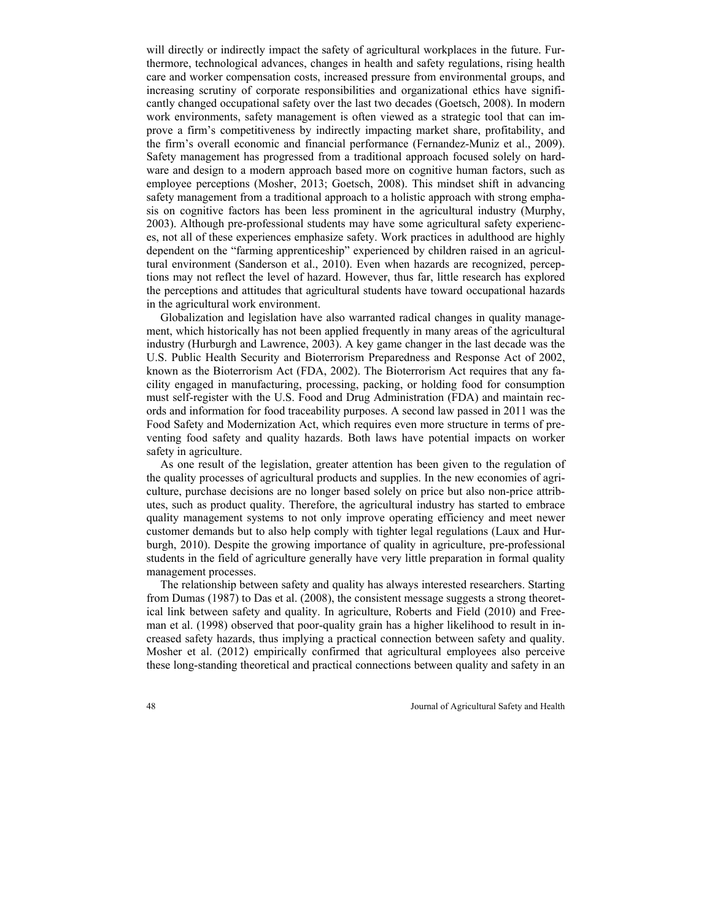will directly or indirectly impact the safety of agricultural workplaces in the future. Furthermore, technological advances, changes in health and safety regulations, rising health care and worker compensation costs, increased pressure from environmental groups, and increasing scrutiny of corporate responsibilities and organizational ethics have significantly changed occupational safety over the last two decades (Goetsch, 2008). In modern work environments, safety management is often viewed as a strategic tool that can improve a firm's competitiveness by indirectly impacting market share, profitability, and the firm's overall economic and financial performance (Fernandez-Muniz et al., 2009). Safety management has progressed from a traditional approach focused solely on hardware and design to a modern approach based more on cognitive human factors, such as employee perceptions (Mosher, 2013; Goetsch, 2008). This mindset shift in advancing safety management from a traditional approach to a holistic approach with strong emphasis on cognitive factors has been less prominent in the agricultural industry (Murphy, 2003). Although pre-professional students may have some agricultural safety experiences, not all of these experiences emphasize safety. Work practices in adulthood are highly dependent on the "farming apprenticeship" experienced by children raised in an agricultural environment (Sanderson et al., 2010). Even when hazards are recognized, perceptions may not reflect the level of hazard. However, thus far, little research has explored the perceptions and attitudes that agricultural students have toward occupational hazards in the agricultural work environment.

Globalization and legislation have also warranted radical changes in quality management, which historically has not been applied frequently in many areas of the agricultural industry (Hurburgh and Lawrence, 2003). A key game changer in the last decade was the U.S. Public Health Security and Bioterrorism Preparedness and Response Act of 2002, known as the Bioterrorism Act (FDA, 2002). The Bioterrorism Act requires that any facility engaged in manufacturing, processing, packing, or holding food for consumption must self-register with the U.S. Food and Drug Administration (FDA) and maintain records and information for food traceability purposes. A second law passed in 2011 was the Food Safety and Modernization Act, which requires even more structure in terms of preventing food safety and quality hazards. Both laws have potential impacts on worker safety in agriculture.

As one result of the legislation, greater attention has been given to the regulation of the quality processes of agricultural products and supplies. In the new economies of agriculture, purchase decisions are no longer based solely on price but also non-price attributes, such as product quality. Therefore, the agricultural industry has started to embrace quality management systems to not only improve operating efficiency and meet newer customer demands but to also help comply with tighter legal regulations (Laux and Hurburgh, 2010). Despite the growing importance of quality in agriculture, pre-professional students in the field of agriculture generally have very little preparation in formal quality management processes.

The relationship between safety and quality has always interested researchers. Starting from Dumas (1987) to Das et al. (2008), the consistent message suggests a strong theoretical link between safety and quality. In agriculture, Roberts and Field (2010) and Freeman et al. (1998) observed that poor-quality grain has a higher likelihood to result in increased safety hazards, thus implying a practical connection between safety and quality. Mosher et al. (2012) empirically confirmed that agricultural employees also perceive these long-standing theoretical and practical connections between quality and safety in an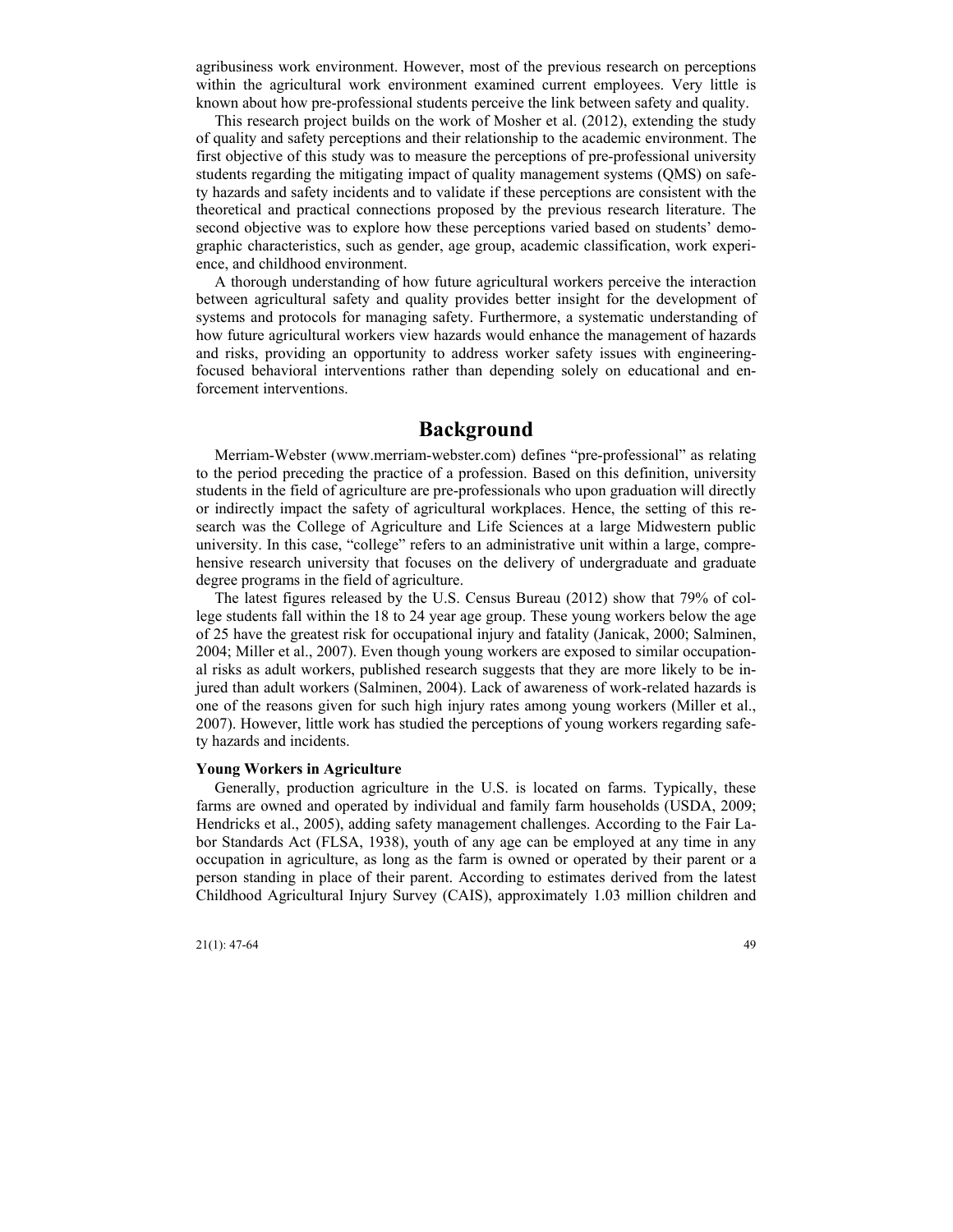agribusiness work environment. However, most of the previous research on perceptions within the agricultural work environment examined current employees. Very little is known about how pre-professional students perceive the link between safety and quality.

This research project builds on the work of Mosher et al. (2012), extending the study of quality and safety perceptions and their relationship to the academic environment. The first objective of this study was to measure the perceptions of pre-professional university students regarding the mitigating impact of quality management systems (QMS) on safety hazards and safety incidents and to validate if these perceptions are consistent with the theoretical and practical connections proposed by the previous research literature. The second objective was to explore how these perceptions varied based on students' demographic characteristics, such as gender, age group, academic classification, work experience, and childhood environment.

A thorough understanding of how future agricultural workers perceive the interaction between agricultural safety and quality provides better insight for the development of systems and protocols for managing safety. Furthermore, a systematic understanding of how future agricultural workers view hazards would enhance the management of hazards and risks, providing an opportunity to address worker safety issues with engineering-focused behavioral interventions rather than depending solely on educational and enforcement interventions.

## Background

Merriam-Webster (www.merriam-webster.com) defines "pre-professional" as relating to the period preceding the practice of a profession. Based on this definition, university students in the field of agriculture are pre-professionals who upon graduation will directly or indirectly impact the safety of agricultural workplaces. Hence, the setting of this research was the College of Agriculture and Life Sciences at a large Midwestern public university. In this case, "college" refers to an administrative unit within a large, comprehensive research university that focuses on the delivery of undergraduate and graduate degree programs in the field of agriculture.

The latest figures released by the U.S. Census Bureau (2012) show that 79% of college students fall within the 18 to 24 year age group. These young workers below the age of 25 have the greatest risk for occupational injury and fatality (Janicak, 2000; Salminen, 2004; Miller et al., 2007). Even though young workers are exposed to similar occupational risks as adult workers, published research suggests that they are more likely to be injured than adult workers (Salminen, 2004). Lack of awareness of work-related hazards is one of the reasons given for such high injury rates among young workers (Miller et al., 2007). However, little work has studied the perceptions of young workers regarding safety hazards and incidents.

### Young Workers in Agriculture

Generally, production agriculture in the U.S. is located on farms. Typically, these farms are owned and operated by individual and family farm households (USDA, 2009; Hendricks et al., 2005), adding safety management challenges. According to the Fair Labor Standards Act (FLSA, 1938), youth of any age can be employed at any time in any occupation in agriculture, as long as the farm is owned or operated by their parent or a person standing in place of their parent. According to estimates derived from the latest Childhood Agricultural Injury Survey (CAIS), approximately 1.03 million children and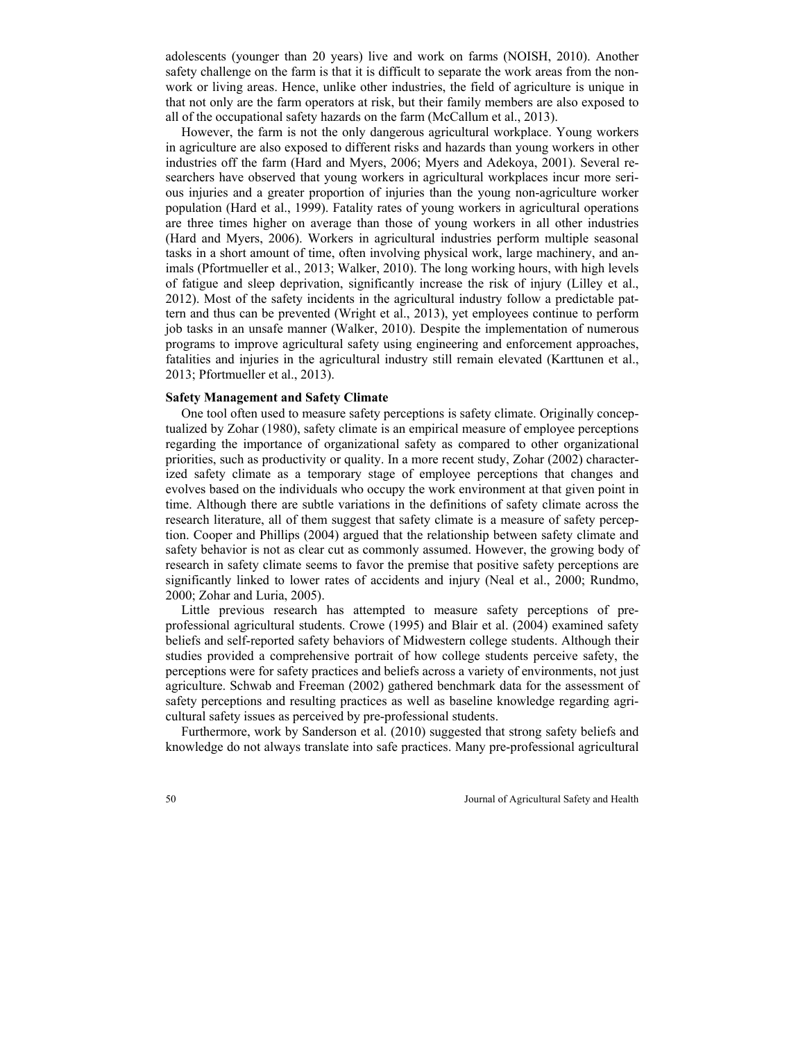adolescents (younger than 20 years) live and work on farms (NOISH, 2010). Another safety challenge on the farm is that it is difficult to separate the work areas from the non-work or living areas. Hence, unlike other industries, the field of agriculture is unique in that not only are the farm operators at risk, but their family members are also exposed to all of the occupational safety hazards on the farm (McCallum et al., 2013).

However, the farm is not the only dangerous agricultural workplace. Young workers in agriculture are also exposed to different risks and hazards than young workers in other industries off the farm (Hard and Myers, 2006; Myers and Adekoya, 2001). Several researchers have observed that young workers in agricultural workplaces incur more serious injuries and a greater proportion of injuries than the young non-agriculture worker population (Hard et al., 1999). Fatality rates of young workers in agricultural operations are three times higher on average than those of young workers in all other industries (Hard and Myers, 2006). Workers in agricultural industries perform multiple seasonal tasks in a short amount of time, often involving physical work, large machinery, and animals (Pfortmueller et al., 2013; Walker, 2010). The long working hours, with high levels of fatigue and sleep deprivation, significantly increase the risk of injury (Lilley et al., 2012). Most of the safety incidents in the agricultural industry follow a predictable pattern and thus can be prevented (Wright et al., 2013), yet employees continue to perform job tasks in an unsafe manner (Walker, 2010). Despite the implementation of numerous programs to improve agricultural safety using engineering and enforcement approaches, fatalities and injuries in the agricultural industry still remain elevated (Karttunen et al., 2013; Pfortmueller et al., 2013).

### Safety Management and Safety Climate

One tool often used to measure safety perceptions is safety climate. Originally conceptualized by Zohar (1980), safety climate is an empirical measure of employee perceptions regarding the importance of organizational safety as compared to other organizational priorities, such as productivity or quality. In a more recent study, Zohar (2002) characterized safety climate as a temporary stage of employee perceptions that changes and evolves based on the individuals who occupy the work environment at that given point in time. Although there are subtle variations in the definitions of safety climate across the research literature, all of them suggest that safety climate is a measure of safety perception. Cooper and Phillips (2004) argued that the relationship between safety climate and safety behavior is not as clear cut as commonly assumed. However, the growing body of research in safety climate seems to favor the premise that positive safety perceptions are significantly linked to lower rates of accidents and injury (Neal et al., 2000; Rundmo, 2000; Zohar and Luria, 2005).

Little previous research has attempted to measure safety perceptions of pre-professional agricultural students. Crowe (1995) and Blair et al. (2004) examined safety beliefs and self-reported safety behaviors of Midwestern college students. Although their studies provided a comprehensive portrait of how college students perceive safety, the perceptions were for safety practices and beliefs across a variety of environments, not just agriculture. Schwab and Freeman (2002) gathered benchmark data for the assessment of safety perceptions and resulting practices as well as baseline knowledge regarding agricultural safety issues as perceived by pre-professional students.

Furthermore, work by Sanderson et al. (2010) suggested that strong safety beliefs and knowledge do not always translate into safe practices. Many pre-professional agricultural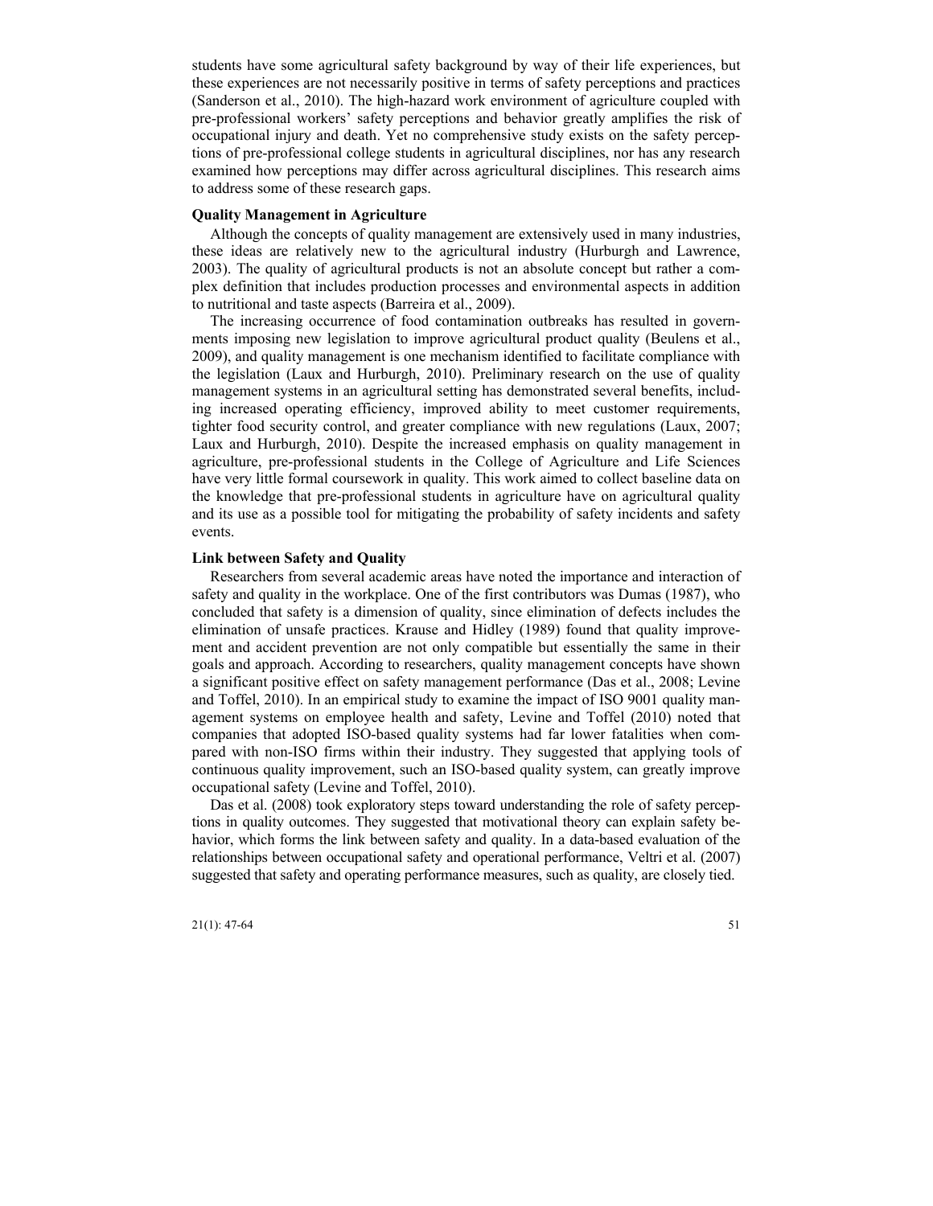students have some agricultural safety background by way of their life experiences, but these experiences are not necessarily positive in terms of safety perceptions and practices (Sanderson et al., 2010). The high-hazard work environment of agriculture coupled with pre-professional workers' safety perceptions and behavior greatly amplifies the risk of occupational injury and death. Yet no comprehensive study exists on the safety perceptions of pre-professional college students in agricultural disciplines, nor has any research examined how perceptions may differ across agricultural disciplines. This research aims to address some of these research gaps.

### Quality Management in Agriculture

Although the concepts of quality management are extensively used in many industries, these ideas are relatively new to the agricultural industry (Hurburgh and Lawrence, 2003). The quality of agricultural products is not an absolute concept but rather a complex definition that includes production processes and environmental aspects in addition to nutritional and taste aspects (Barreira et al., 2009).

The increasing occurrence of food contamination outbreaks has resulted in governments imposing new legislation to improve agricultural product quality (Beulens et al., 2009), and quality management is one mechanism identified to facilitate compliance with the legislation (Laux and Hurburgh, 2010). Preliminary research on the use of quality management systems in an agricultural setting has demonstrated several benefits, including increased operating efficiency, improved ability to meet customer requirements, tighter food security control, and greater compliance with new regulations (Laux, 2007; Laux and Hurburgh, 2010). Despite the increased emphasis on quality management in agriculture, pre-professional students in the College of Agriculture and Life Sciences have very little formal coursework in quality. This work aimed to collect baseline data on the knowledge that pre-professional students in agriculture have on agricultural quality and its use as a possible tool for mitigating the probability of safety incidents and safety events.

### Link between Safety and Quality

Researchers from several academic areas have noted the importance and interaction of safety and quality in the workplace. One of the first contributors was Dumas (1987), who concluded that safety is a dimension of quality, since elimination of defects includes the elimination of unsafe practices. Krause and Hidley (1989) found that quality improvement and accident prevention are not only compatible but essentially the same in their goals and approach. According to researchers, quality management concepts have shown a significant positive effect on safety management performance (Das et al., 2008; Levine and Toffel, 2010). In an empirical study to examine the impact of ISO 9001 quality management systems on employee health and safety, Levine and Toffel (2010) noted that companies that adopted ISO-based quality systems had far lower fatalities when compared with non-ISO firms within their industry. They suggested that applying tools of continuous quality improvement, such an ISO-based quality system, can greatly improve occupational safety (Levine and Toffel, 2010).

Das et al. (2008) took exploratory steps toward understanding the role of safety perceptions in quality outcomes. They suggested that motivational theory can explain safety behavior, which forms the link between safety and quality. In a data-based evaluation of the relationships between occupational safety and operational performance, Veltri et al. (2007) suggested that safety and operating performance measures, such as quality, are closely tied.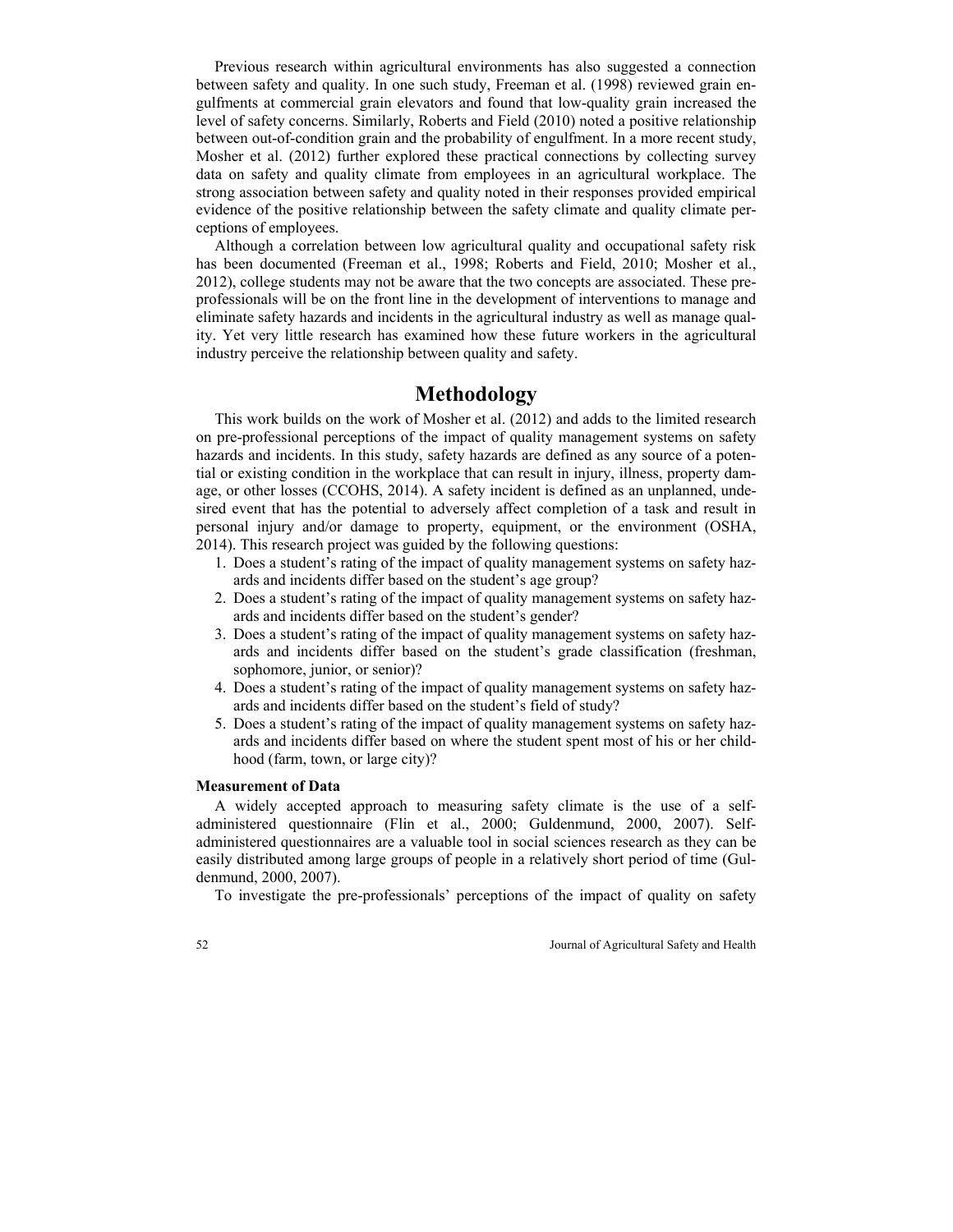Previous research within agricultural environments has also suggested a connection between safety and quality. In one such study, Freeman et al. (1998) reviewed grain engulfments at commercial grain elevators and found that low-quality grain increased the level of safety concerns. Similarly, Roberts and Field (2010) noted a positive relationship between out-of-condition grain and the probability of engulfment. In a more recent study, Mosher et al. (2012) further explored these practical connections by collecting survey data on safety and quality climate from employees in an agricultural workplace. The strong association between safety and quality noted in their responses provided empirical evidence of the positive relationship between the safety climate and quality climate perceptions of employees.

Although a correlation between low agricultural quality and occupational safety risk has been documented (Freeman et al., 1998; Roberts and Field, 2010; Mosher et al., 2012), college students may not be aware that the two concepts are associated. These pre-professionals will be on the front line in the development of interventions to manage and eliminate safety hazards and incidents in the agricultural industry as well as manage quality. Yet very little research has examined how these future workers in the agricultural industry perceive the relationship between quality and safety.

# Methodology

This work builds on the work of Mosher et al. (2012) and adds to the limited research on pre-professional perceptions of the impact of quality management systems on safety hazards and incidents. In this study, safety hazards are defined as any source of a potential or existing condition in the workplace that can result in injury, illness, property damage, or other losses (CCOHS, 2014). A safety incident is defined as an unplanned, undesired event that has the potential to adversely affect completion of a task and result in personal injury and/or damage to property, equipment, or the environment (OSHA, 2014). This research project was guided by the following questions:

1. Does a student's rating of the impact of quality management systems on safety hazards and incidents differ based on the student's age group?
2. Does a student's rating of the impact of quality management systems on safety hazards and incidents differ based on the student's gender?
3. Does a student's rating of the impact of quality management systems on safety hazards and incidents differ based on the student's grade classification (freshman, sophomore, junior, or senior)?
4. Does a student's rating of the impact of quality management systems on safety hazards and incidents differ based on the student's field of study?
5. Does a student's rating of the impact of quality management systems on safety hazards and incidents differ based on where the student spent most of his or her childhood (farm, town, or large city)?

### Measurement of Data

A widely accepted approach to measuring safety climate is the use of a self-administered questionnaire (Flin et al., 2000; Guldenmund, 2000, 2007). Self-administered questionnaires are a valuable tool in social sciences research as they can be easily distributed among large groups of people in a relatively short period of time (Guldenmund, 2000, 2007).

To investigate the pre-professionals' perceptions of the impact of quality on safety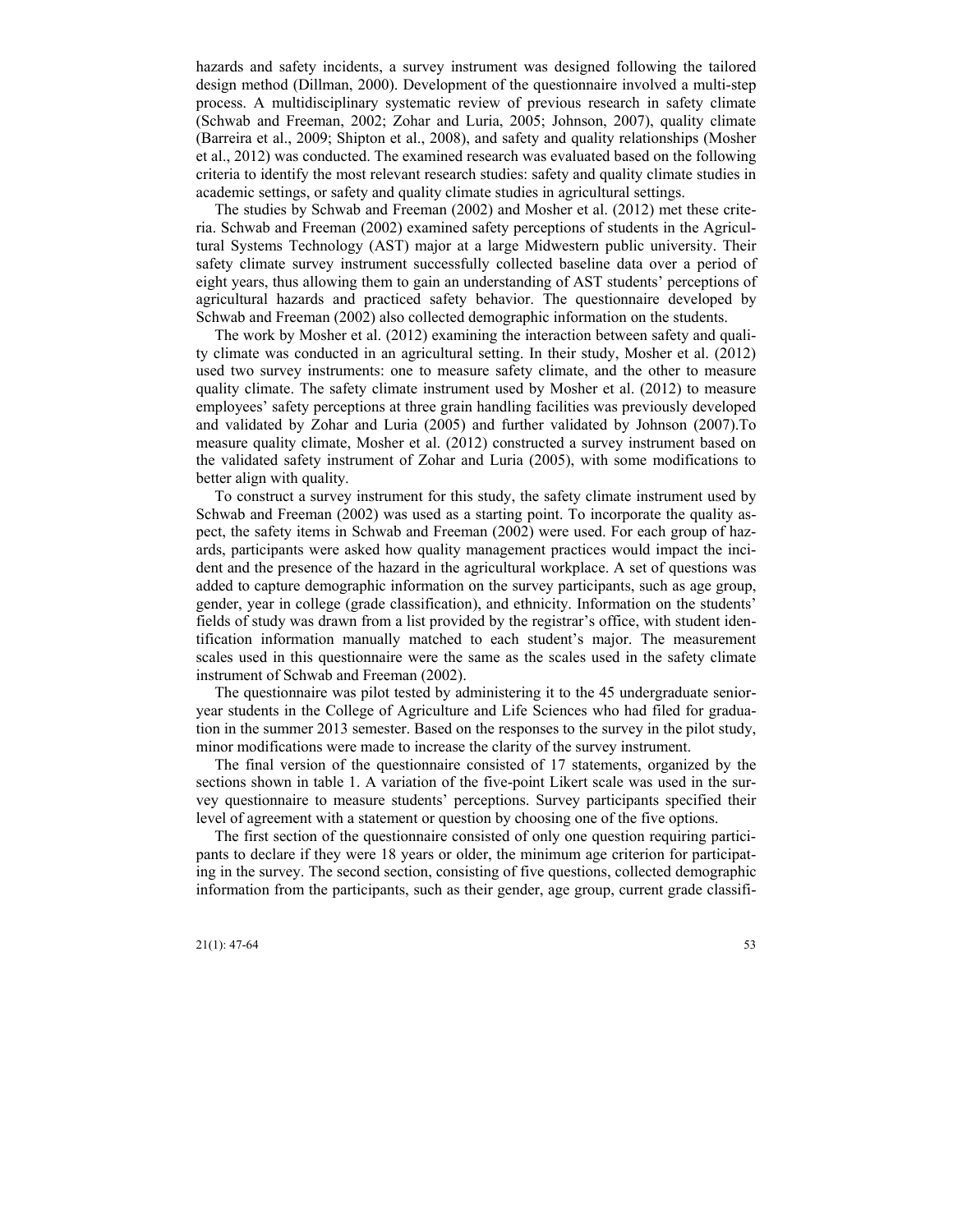hazards and safety incidents, a survey instrument was designed following the tailored design method (Dillman, 2000). Development of the questionnaire involved a multi-step process. A multidisciplinary systematic review of previous research in safety climate (Schwab and Freeman, 2002; Zohar and Luria, 2005; Johnson, 2007), quality climate (Barreira et al., 2009; Shipton et al., 2008), and safety and quality relationships (Mosher et al., 2012) was conducted. The examined research was evaluated based on the following criteria to identify the most relevant research studies: safety and quality climate studies in academic settings, or safety and quality climate studies in agricultural settings.

The studies by Schwab and Freeman (2002) and Mosher et al. (2012) met these criteria. Schwab and Freeman (2002) examined safety perceptions of students in the Agricultural Systems Technology (AST) major at a large Midwestern public university. Their safety climate survey instrument successfully collected baseline data over a period of eight years, thus allowing them to gain an understanding of AST students' perceptions of agricultural hazards and practiced safety behavior. The questionnaire developed by Schwab and Freeman (2002) also collected demographic information on the students.

The work by Mosher et al. (2012) examining the interaction between safety and quality climate was conducted in an agricultural setting. In their study, Mosher et al. (2012) used two survey instruments: one to measure safety climate, and the other to measure quality climate. The safety climate instrument used by Mosher et al. (2012) to measure employees' safety perceptions at three grain handling facilities was previously developed and validated by Zohar and Luria (2005) and further validated by Johnson (2007).To measure quality climate, Mosher et al. (2012) constructed a survey instrument based on the validated safety instrument of Zohar and Luria (2005), with some modifications to better align with quality.

To construct a survey instrument for this study, the safety climate instrument used by Schwab and Freeman (2002) was used as a starting point. To incorporate the quality aspect, the safety items in Schwab and Freeman (2002) were used. For each group of hazards, participants were asked how quality management practices would impact the incident and the presence of the hazard in the agricultural workplace. A set of questions was added to capture demographic information on the survey participants, such as age group, gender, year in college (grade classification), and ethnicity. Information on the students' fields of study was drawn from a list provided by the registrar's office, with student identification information manually matched to each student's major. The measurement scales used in this questionnaire were the same as the scales used in the safety climate instrument of Schwab and Freeman (2002).

The questionnaire was pilot tested by administering it to the 45 undergraduate senior-year students in the College of Agriculture and Life Sciences who had filed for graduation in the summer 2013 semester. Based on the responses to the survey in the pilot study, minor modifications were made to increase the clarity of the survey instrument.

The final version of the questionnaire consisted of 17 statements, organized by the sections shown in table 1. A variation of the five-point Likert scale was used in the survey questionnaire to measure students' perceptions. Survey participants specified their level of agreement with a statement or question by choosing one of the five options.

The first section of the questionnaire consisted of only one question requiring participants to declare if they were 18 years or older, the minimum age criterion for participating in the survey. The second section, consisting of five questions, collected demographic information from the participants, such as their gender, age group, current grade classifi-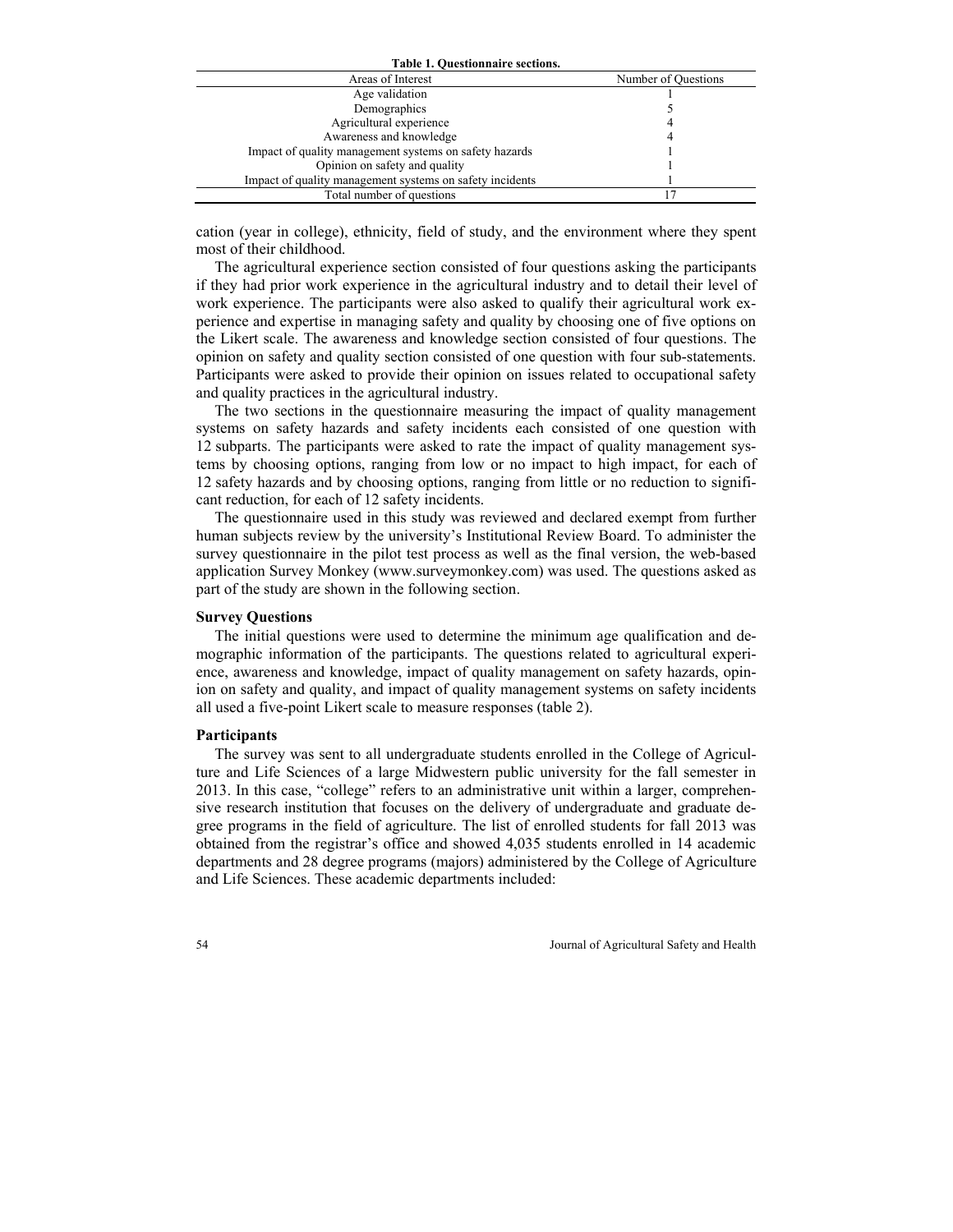Table 1. Questionnaire sections.

| Areas of Interest | Number of Questions |
|---|---|
| Age validation | 1 |
| Demographics | 5 |
| Agricultural experience | 4 |
| Awareness and knowledge | 4 |
| Impact of quality management systems on safety hazards | 1 |
| Opinion on safety and quality | 1 |
| Impact of quality management systems on safety incidents | 1 |
| Total number of questions | 17 |

cation (year in college), ethnicity, field of study, and the environment where they spent most of their childhood.

The agricultural experience section consisted of four questions asking the participants if they had prior work experience in the agricultural industry and to detail their level of work experience. The participants were also asked to qualify their agricultural work experience and expertise in managing safety and quality by choosing one of five options on the Likert scale. The awareness and knowledge section consisted of four questions. The opinion on safety and quality section consisted of one question with four sub-statements. Participants were asked to provide their opinion on issues related to occupational safety and quality practices in the agricultural industry.

The two sections in the questionnaire measuring the impact of quality management systems on safety hazards and safety incidents each consisted of one question with 12 subparts. The participants were asked to rate the impact of quality management systems by choosing options, ranging from low or no impact to high impact, for each of 12 safety hazards and by choosing options, ranging from little or no reduction to significant reduction, for each of 12 safety incidents.

The questionnaire used in this study was reviewed and declared exempt from further human subjects review by the university's Institutional Review Board. To administer the survey questionnaire in the pilot test process as well as the final version, the web-based application Survey Monkey (www.surveymonkey.com) was used. The questions asked as part of the study are shown in the following section.

### Survey Questions

The initial questions were used to determine the minimum age qualification and demographic information of the participants. The questions related to agricultural experience, awareness and knowledge, impact of quality management on safety hazards, opinion on safety and quality, and impact of quality management systems on safety incidents all used a five-point Likert scale to measure responses (table 2).

### Participants

The survey was sent to all undergraduate students enrolled in the College of Agriculture and Life Sciences of a large Midwestern public university for the fall semester in 2013. In this case, "college" refers to an administrative unit within a larger, comprehensive research institution that focuses on the delivery of undergraduate and graduate degree programs in the field of agriculture. The list of enrolled students for fall 2013 was obtained from the registrar's office and showed 4,035 students enrolled in 14 academic departments and 28 degree programs (majors) administered by the College of Agriculture and Life Sciences. These academic departments included: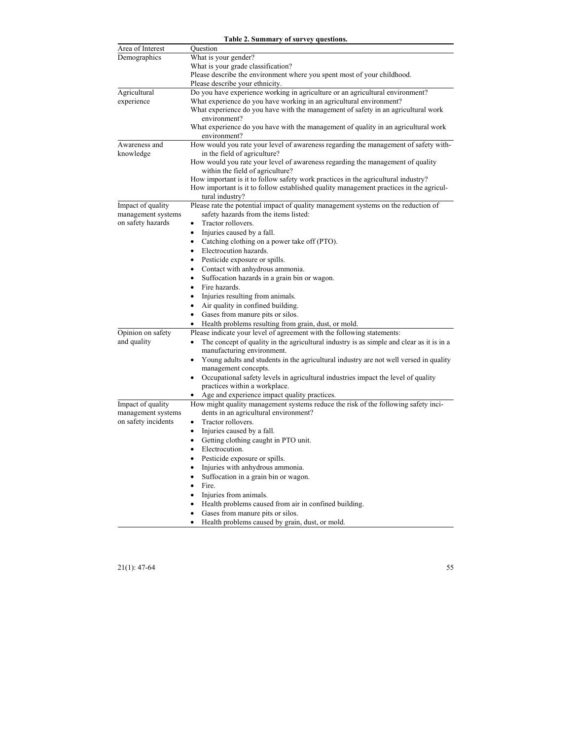**Table 2. Summary of survey questions.**

| Area of Interest | Question |
| --- | --- |
| Demographics | What is your gender?<br>What is your grade classification?<br>Please describe the environment where you spent most of your childhood.<br>Please describe your ethnicity. |
| Agricultural experience | Do you have experience working in agriculture or an agricultural environment?<br>What experience do you have working in an agricultural environment?<br>What experience do you have with the management of safety in an agricultural work environment?<br>What experience do you have with the management of quality in an agricultural work environment? |
| Awareness and knowledge | How would you rate your level of awareness regarding the management of safety within the field of agriculture?<br>How would you rate your level of awareness regarding the management of quality within the field of agriculture?<br>How important is it to follow safety work practices in the agricultural industry?<br>How important is it to follow established quality management practices in the agricultural industry? |
| Impact of quality management systems on safety hazards | Please rate the potential impact of quality management systems on the reduction of safety hazards from the items listed:<br>• Tractor rollovers.<br>• Injuries caused by a fall.<br>• Catching clothing on a power take off (PTO).<br>• Electrocution hazards.<br>• Pesticide exposure or spills.<br>• Contact with anhydrous ammonia.<br>• Suffocation hazards in a grain bin or wagon.<br>• Fire hazards.<br>• Injuries resulting from animals.<br>• Air quality in confined building.<br>• Gases from manure pits or silos.<br>• Health problems resulting from grain, dust, or mold. |
| Opinion on safety and quality | Please indicate your level of agreement with the following statements:<br>• The concept of quality in the agricultural industry is as simple and clear as it is in a manufacturing environment.<br>• Young adults and students in the agricultural industry are not well versed in quality management concepts.<br>• Occupational safety levels in agricultural industries impact the level of quality practices within a workplace.<br>• Age and experience impact quality practices. |
| Impact of quality management systems on safety incidents | How might quality management systems reduce the risk of the following safety incidents in an agricultural environment?<br>• Tractor rollovers.<br>• Injuries caused by a fall.<br>• Getting clothing caught in PTO unit.<br>• Electrocution.<br>• Pesticide exposure or spills.<br>• Injuries with anhydrous ammonia.<br>• Suffocation in a grain bin or wagon.<br>• Fire.<br>• Injuries from animals.<br>• Health problems caused from air in confined building.<br>• Gases from manure pits or silos.<br>• Health problems caused by grain, dust, or mold. |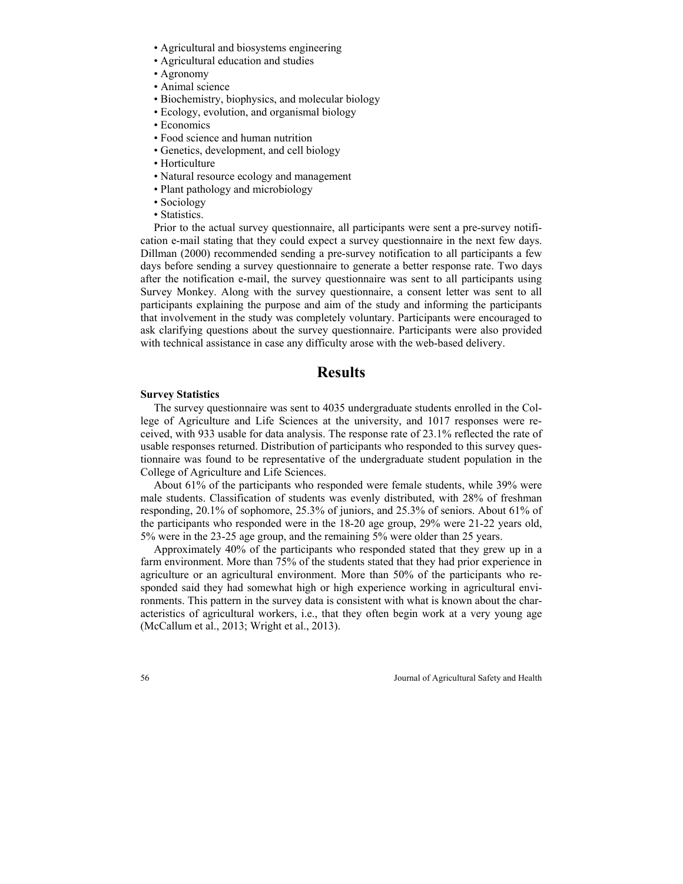- Agricultural and biosystems engineering
- Agricultural education and studies
- Agronomy
- Animal science
- Biochemistry, biophysics, and molecular biology
- Ecology, evolution, and organismal biology
- Economics
- Food science and human nutrition
- Genetics, development, and cell biology
- Horticulture
- Natural resource ecology and management
- Plant pathology and microbiology
- Sociology
- Statistics.

Prior to the actual survey questionnaire, all participants were sent a pre-survey notification e-mail stating that they could expect a survey questionnaire in the next few days. Dillman (2000) recommended sending a pre-survey notification to all participants a few days before sending a survey questionnaire to generate a better response rate. Two days after the notification e-mail, the survey questionnaire was sent to all participants using Survey Monkey. Along with the survey questionnaire, a consent letter was sent to all participants explaining the purpose and aim of the study and informing the participants that involvement in the study was completely voluntary. Participants were encouraged to ask clarifying questions about the survey questionnaire. Participants were also provided with technical assistance in case any difficulty arose with the web-based delivery.

# Results

**Survey Statistics**

The survey questionnaire was sent to 4035 undergraduate students enrolled in the College of Agriculture and Life Sciences at the university, and 1017 responses were received, with 933 usable for data analysis. The response rate of 23.1% reflected the rate of usable responses returned. Distribution of participants who responded to this survey questionnaire was found to be representative of the undergraduate student population in the College of Agriculture and Life Sciences.

About 61% of the participants who responded were female students, while 39% were male students. Classification of students was evenly distributed, with 28% of freshman responding, 20.1% of sophomore, 25.3% of juniors, and 25.3% of seniors. About 61% of the participants who responded were in the 18-20 age group, 29% were 21-22 years old, 5% were in the 23-25 age group, and the remaining 5% were older than 25 years.

Approximately 40% of the participants who responded stated that they grew up in a farm environment. More than 75% of the students stated that they had prior experience in agriculture or an agricultural environment. More than 50% of the participants who responded said they had somewhat high or high experience working in agricultural environments. This pattern in the survey data is consistent with what is known about the characteristics of agricultural workers, i.e., that they often begin work at a very young age (McCallum et al., 2013; Wright et al., 2013).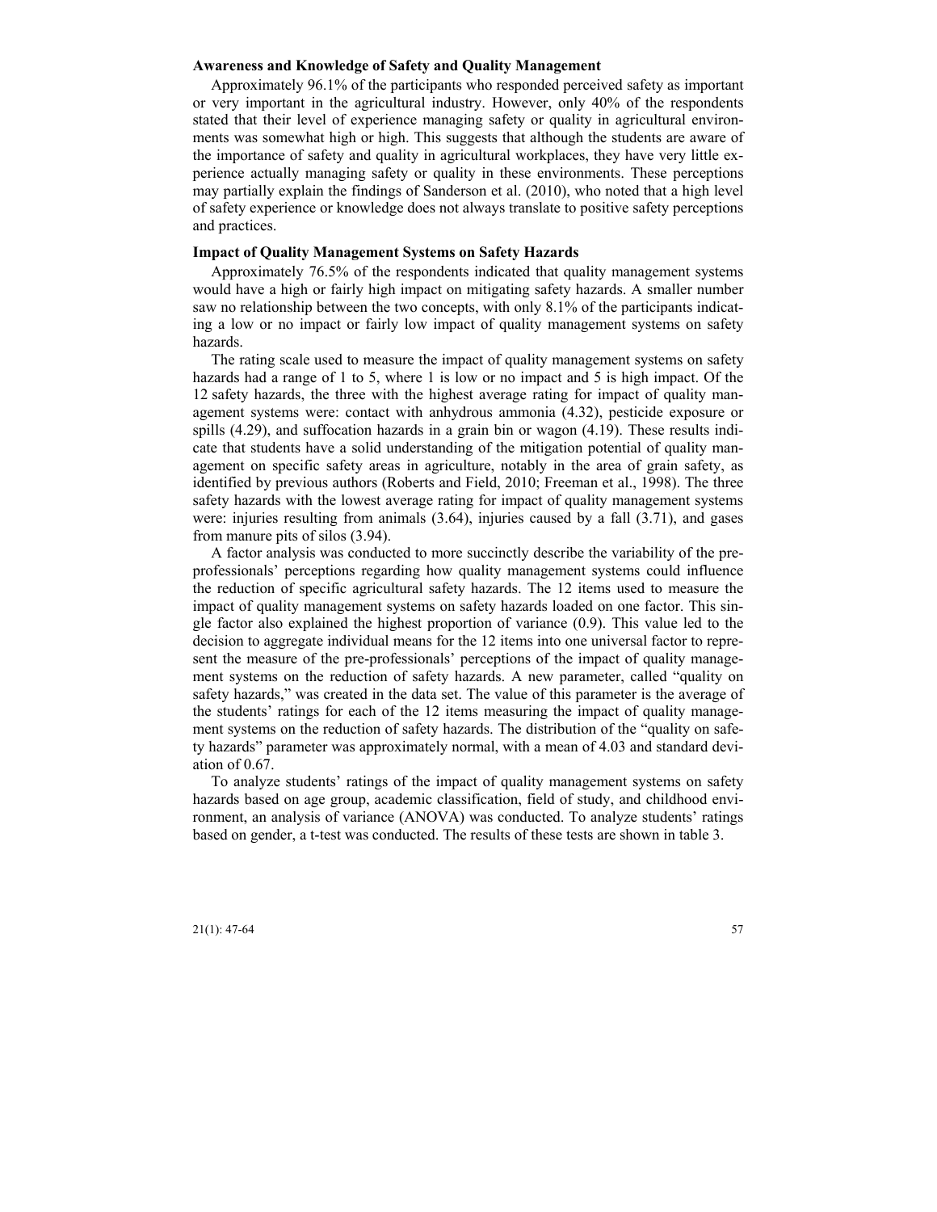### Awareness and Knowledge of Safety and Quality Management

Approximately 96.1% of the participants who responded perceived safety as important or very important in the agricultural industry. However, only 40% of the respondents stated that their level of experience managing safety or quality in agricultural environments was somewhat high or high. This suggests that although the students are aware of the importance of safety and quality in agricultural workplaces, they have very little experience actually managing safety or quality in these environments. These perceptions may partially explain the findings of Sanderson et al. (2010), who noted that a high level of safety experience or knowledge does not always translate to positive safety perceptions and practices.

### Impact of Quality Management Systems on Safety Hazards

Approximately 76.5% of the respondents indicated that quality management systems would have a high or fairly high impact on mitigating safety hazards. A smaller number saw no relationship between the two concepts, with only 8.1% of the participants indicating a low or no impact or fairly low impact of quality management systems on safety hazards.

The rating scale used to measure the impact of quality management systems on safety hazards had a range of 1 to 5, where 1 is low or no impact and 5 is high impact. Of the 12 safety hazards, the three with the highest average rating for impact of quality management systems were: contact with anhydrous ammonia (4.32), pesticide exposure or spills (4.29), and suffocation hazards in a grain bin or wagon (4.19). These results indicate that students have a solid understanding of the mitigation potential of quality management on specific safety areas in agriculture, notably in the area of grain safety, as identified by previous authors (Roberts and Field, 2010; Freeman et al., 1998). The three safety hazards with the lowest average rating for impact of quality management systems were: injuries resulting from animals (3.64), injuries caused by a fall (3.71), and gases from manure pits of silos (3.94).

A factor analysis was conducted to more succinctly describe the variability of the pre-professionals' perceptions regarding how quality management systems could influence the reduction of specific agricultural safety hazards. The 12 items used to measure the impact of quality management systems on safety hazards loaded on one factor. This single factor also explained the highest proportion of variance (0.9). This value led to the decision to aggregate individual means for the 12 items into one universal factor to represent the measure of the pre-professionals' perceptions of the impact of quality management systems on the reduction of safety hazards. A new parameter, called "quality on safety hazards," was created in the data set. The value of this parameter is the average of the students' ratings for each of the 12 items measuring the impact of quality management systems on the reduction of safety hazards. The distribution of the "quality on safety hazards" parameter was approximately normal, with a mean of 4.03 and standard deviation of 0.67.

To analyze students' ratings of the impact of quality management systems on safety hazards based on age group, academic classification, field of study, and childhood environment, an analysis of variance (ANOVA) was conducted. To analyze students' ratings based on gender, a t-test was conducted. The results of these tests are shown in table 3.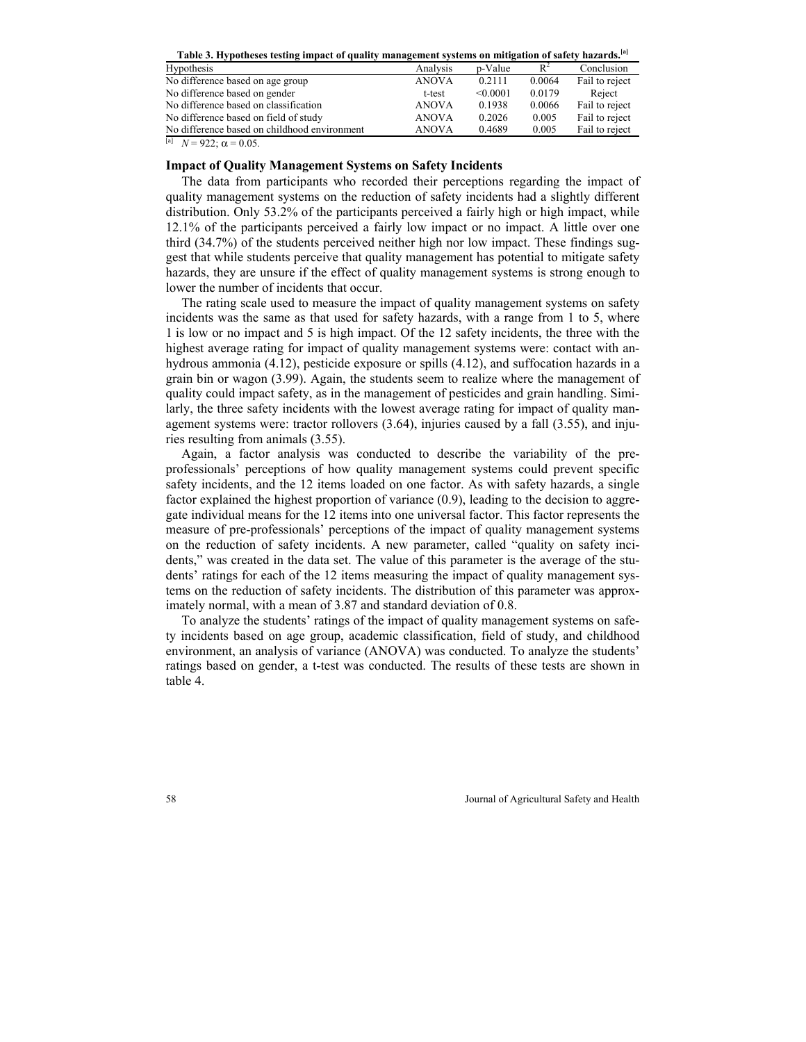**Table 3. Hypotheses testing impact of quality management systems on mitigation of safety hazards.**[a]

| Hypothesis | Analysis | p-Value | $R^2$ | Conclusion |
|---|---|---|---|---|
| No difference based on age group | ANOVA | 0.2111 | 0.0064 | Fail to reject |
| No difference based on gender | t-test | <0.0001 | 0.0179 | Reject |
| No difference based on classification | ANOVA | 0.1938 | 0.0066 | Fail to reject |
| No difference based on field of study | ANOVA | 0.2026 | 0.005 | Fail to reject |
| No difference based on childhood environment | ANOVA | 0.4689 | 0.005 | Fail to reject |

[a] $N = 922$; $\alpha = 0.05$.

### Impact of Quality Management Systems on Safety Incidents

The data from participants who recorded their perceptions regarding the impact of quality management systems on the reduction of safety incidents had a slightly different distribution. Only 53.2% of the participants perceived a fairly high or high impact, while 12.1% of the participants perceived a fairly low impact or no impact. A little over one third (34.7%) of the students perceived neither high nor low impact. These findings suggest that while students perceive that quality management has potential to mitigate safety hazards, they are unsure if the effect of quality management systems is strong enough to lower the number of incidents that occur.

The rating scale used to measure the impact of quality management systems on safety incidents was the same as that used for safety hazards, with a range from 1 to 5, where 1 is low or no impact and 5 is high impact. Of the 12 safety incidents, the three with the highest average rating for impact of quality management systems were: contact with anhydrous ammonia (4.12), pesticide exposure or spills (4.12), and suffocation hazards in a grain bin or wagon (3.99). Again, the students seem to realize where the management of quality could impact safety, as in the management of pesticides and grain handling. Similarly, the three safety incidents with the lowest average rating for impact of quality management systems were: tractor rollovers (3.64), injuries caused by a fall (3.55), and injuries resulting from animals (3.55).

Again, a factor analysis was conducted to describe the variability of the pre-professionals' perceptions of how quality management systems could prevent specific safety incidents, and the 12 items loaded on one factor. As with safety hazards, a single factor explained the highest proportion of variance (0.9), leading to the decision to aggregate individual means for the 12 items into one universal factor. This factor represents the measure of pre-professionals' perceptions of the impact of quality management systems on the reduction of safety incidents. A new parameter, called "quality on safety incidents," was created in the data set. The value of this parameter is the average of the students' ratings for each of the 12 items measuring the impact of quality management systems on the reduction of safety incidents. The distribution of this parameter was approximately normal, with a mean of 3.87 and standard deviation of 0.8.

To analyze the students' ratings of the impact of quality management systems on safety incidents based on age group, academic classification, field of study, and childhood environment, an analysis of variance (ANOVA) was conducted. To analyze the students' ratings based on gender, a t-test was conducted. The results of these tests are shown in table 4.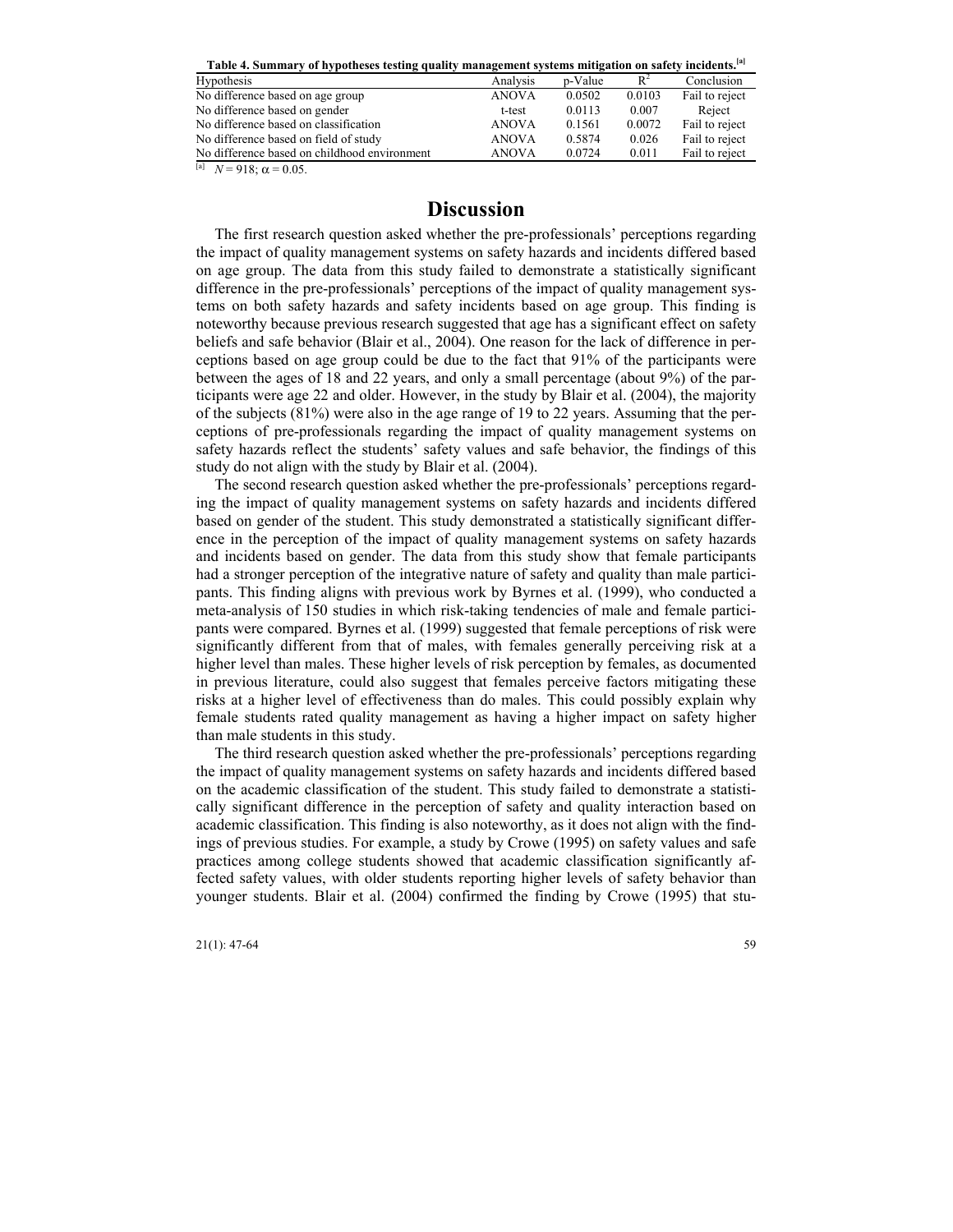**Table 4. Summary of hypotheses testing quality management systems mitigation on safety incidents.**[a]

| Hypothesis | Analysis | p-Value | $R^2$ | Conclusion |
|---|---|---|---|---|
| No difference based on age group | ANOVA | 0.0502 | 0.0103 | Fail to reject |
| No difference based on gender | t-test | 0.0113 | 0.007 | Reject |
| No difference based on classification | ANOVA | 0.1561 | 0.0072 | Fail to reject |
| No difference based on field of study | ANOVA | 0.5874 | 0.026 | Fail to reject |
| No difference based on childhood environment | ANOVA | 0.0724 | 0.011 | Fail to reject |

[a] $N = 918$; $\alpha = 0.05$.

# Discussion

The first research question asked whether the pre-professionals' perceptions regarding the impact of quality management systems on safety hazards and incidents differed based on age group. The data from this study failed to demonstrate a statistically significant difference in the pre-professionals' perceptions of the impact of quality management systems on both safety hazards and safety incidents based on age group. This finding is noteworthy because previous research suggested that age has a significant effect on safety beliefs and safe behavior (Blair et al., 2004). One reason for the lack of difference in perceptions based on age group could be due to the fact that 91% of the participants were between the ages of 18 and 22 years, and only a small percentage (about 9%) of the participants were age 22 and older. However, in the study by Blair et al. (2004), the majority of the subjects (81%) were also in the age range of 19 to 22 years. Assuming that the perceptions of pre-professionals regarding the impact of quality management systems on safety hazards reflect the students' safety values and safe behavior, the findings of this study do not align with the study by Blair et al. (2004).

The second research question asked whether the pre-professionals' perceptions regarding the impact of quality management systems on safety hazards and incidents differed based on gender of the student. This study demonstrated a statistically significant difference in the perception of the impact of quality management systems on safety hazards and incidents based on gender. The data from this study show that female participants had a stronger perception of the integrative nature of safety and quality than male participants. This finding aligns with previous work by Byrnes et al. (1999), who conducted a meta-analysis of 150 studies in which risk-taking tendencies of male and female participants were compared. Byrnes et al. (1999) suggested that female perceptions of risk were significantly different from that of males, with females generally perceiving risk at a higher level than males. These higher levels of risk perception by females, as documented in previous literature, could also suggest that females perceive factors mitigating these risks at a higher level of effectiveness than do males. This could possibly explain why female students rated quality management as having a higher impact on safety higher than male students in this study.

The third research question asked whether the pre-professionals' perceptions regarding the impact of quality management systems on safety hazards and incidents differed based on the academic classification of the student. This study failed to demonstrate a statistically significant difference in the perception of safety and quality interaction based on academic classification. This finding is also noteworthy, as it does not align with the findings of previous studies. For example, a study by Crowe (1995) on safety values and safe practices among college students showed that academic classification significantly affected safety values, with older students reporting higher levels of safety behavior than younger students. Blair et al. (2004) confirmed the finding by Crowe (1995) that stu-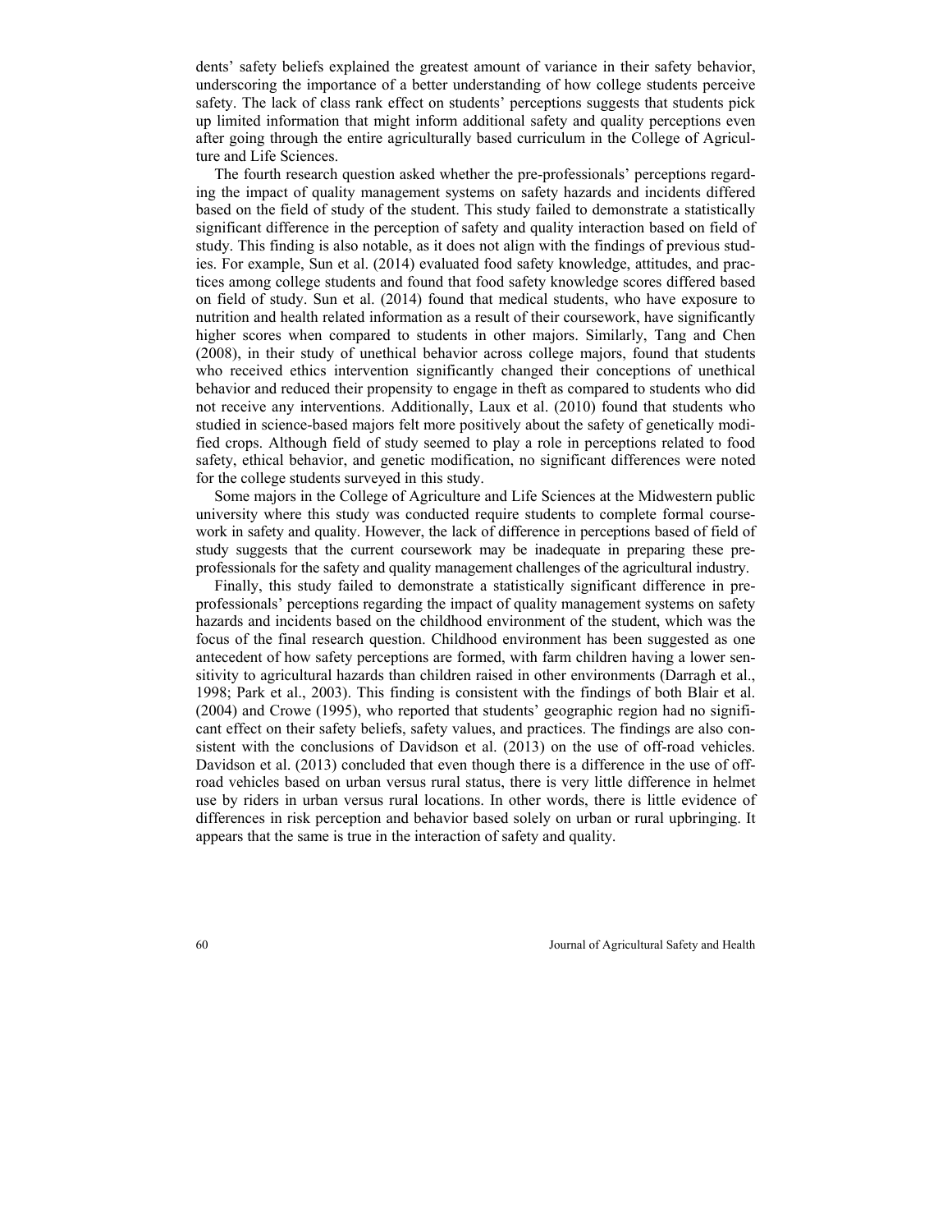dents' safety beliefs explained the greatest amount of variance in their safety behavior, underscoring the importance of a better understanding of how college students perceive safety. The lack of class rank effect on students' perceptions suggests that students pick up limited information that might inform additional safety and quality perceptions even after going through the entire agriculturally based curriculum in the College of Agriculture and Life Sciences.

The fourth research question asked whether the pre-professionals' perceptions regarding the impact of quality management systems on safety hazards and incidents differed based on the field of study of the student. This study failed to demonstrate a statistically significant difference in the perception of safety and quality interaction based on field of study. This finding is also notable, as it does not align with the findings of previous studies. For example, Sun et al. (2014) evaluated food safety knowledge, attitudes, and practices among college students and found that food safety knowledge scores differed based on field of study. Sun et al. (2014) found that medical students, who have exposure to nutrition and health related information as a result of their coursework, have significantly higher scores when compared to students in other majors. Similarly, Tang and Chen (2008), in their study of unethical behavior across college majors, found that students who received ethics intervention significantly changed their conceptions of unethical behavior and reduced their propensity to engage in theft as compared to students who did not receive any interventions. Additionally, Laux et al. (2010) found that students who studied in science-based majors felt more positively about the safety of genetically modified crops. Although field of study seemed to play a role in perceptions related to food safety, ethical behavior, and genetic modification, no significant differences were noted for the college students surveyed in this study.

Some majors in the College of Agriculture and Life Sciences at the Midwestern public university where this study was conducted require students to complete formal coursework in safety and quality. However, the lack of difference in perceptions based of field of study suggests that the current coursework may be inadequate in preparing these pre-professionals for the safety and quality management challenges of the agricultural industry.

Finally, this study failed to demonstrate a statistically significant difference in pre-professionals' perceptions regarding the impact of quality management systems on safety hazards and incidents based on the childhood environment of the student, which was the focus of the final research question. Childhood environment has been suggested as one antecedent of how safety perceptions are formed, with farm children having a lower sensitivity to agricultural hazards than children raised in other environments (Darragh et al., 1998; Park et al., 2003). This finding is consistent with the findings of both Blair et al. (2004) and Crowe (1995), who reported that students' geographic region had no significant effect on their safety beliefs, safety values, and practices. The findings are also consistent with the conclusions of Davidson et al. (2013) on the use of off-road vehicles. Davidson et al. (2013) concluded that even though there is a difference in the use of off-road vehicles based on urban versus rural status, there is very little difference in helmet use by riders in urban versus rural locations. In other words, there is little evidence of differences in risk perception and behavior based solely on urban or rural upbringing. It appears that the same is true in the interaction of safety and quality.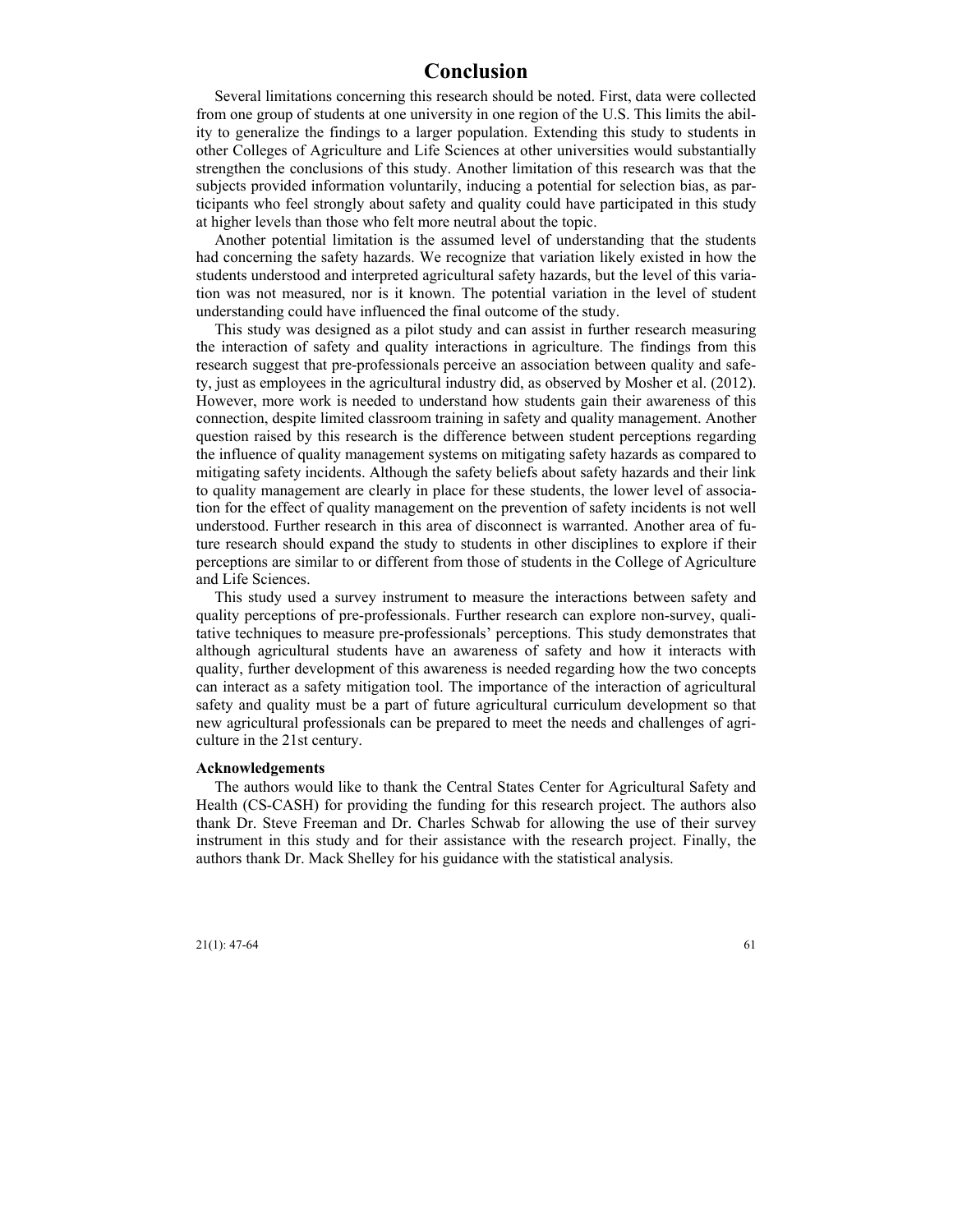# Conclusion

Several limitations concerning this research should be noted. First, data were collected from one group of students at one university in one region of the U.S. This limits the ability to generalize the findings to a larger population. Extending this study to students in other Colleges of Agriculture and Life Sciences at other universities would substantially strengthen the conclusions of this study. Another limitation of this research was that the subjects provided information voluntarily, inducing a potential for selection bias, as participants who feel strongly about safety and quality could have participated in this study at higher levels than those who felt more neutral about the topic.

Another potential limitation is the assumed level of understanding that the students had concerning the safety hazards. We recognize that variation likely existed in how the students understood and interpreted agricultural safety hazards, but the level of this variation was not measured, nor is it known. The potential variation in the level of student understanding could have influenced the final outcome of the study.

This study was designed as a pilot study and can assist in further research measuring the interaction of safety and quality interactions in agriculture. The findings from this research suggest that pre-professionals perceive an association between quality and safety, just as employees in the agricultural industry did, as observed by Mosher et al. (2012). However, more work is needed to understand how students gain their awareness of this connection, despite limited classroom training in safety and quality management. Another question raised by this research is the difference between student perceptions regarding the influence of quality management systems on mitigating safety hazards as compared to mitigating safety incidents. Although the safety beliefs about safety hazards and their link to quality management are clearly in place for these students, the lower level of association for the effect of quality management on the prevention of safety incidents is not well understood. Further research in this area of disconnect is warranted. Another area of future research should expand the study to students in other disciplines to explore if their perceptions are similar to or different from those of students in the College of Agriculture and Life Sciences.

This study used a survey instrument to measure the interactions between safety and quality perceptions of pre-professionals. Further research can explore non-survey, qualitative techniques to measure pre-professionals' perceptions. This study demonstrates that although agricultural students have an awareness of safety and how it interacts with quality, further development of this awareness is needed regarding how the two concepts can interact as a safety mitigation tool. The importance of the interaction of agricultural safety and quality must be a part of future agricultural curriculum development so that new agricultural professionals can be prepared to meet the needs and challenges of agriculture in the 21st century.

### Acknowledgements

The authors would like to thank the Central States Center for Agricultural Safety and Health (CS-CASH) for providing the funding for this research project. The authors also thank Dr. Steve Freeman and Dr. Charles Schwab for allowing the use of their survey instrument in this study and for their assistance with the research project. Finally, the authors thank Dr. Mack Shelley for his guidance with the statistical analysis.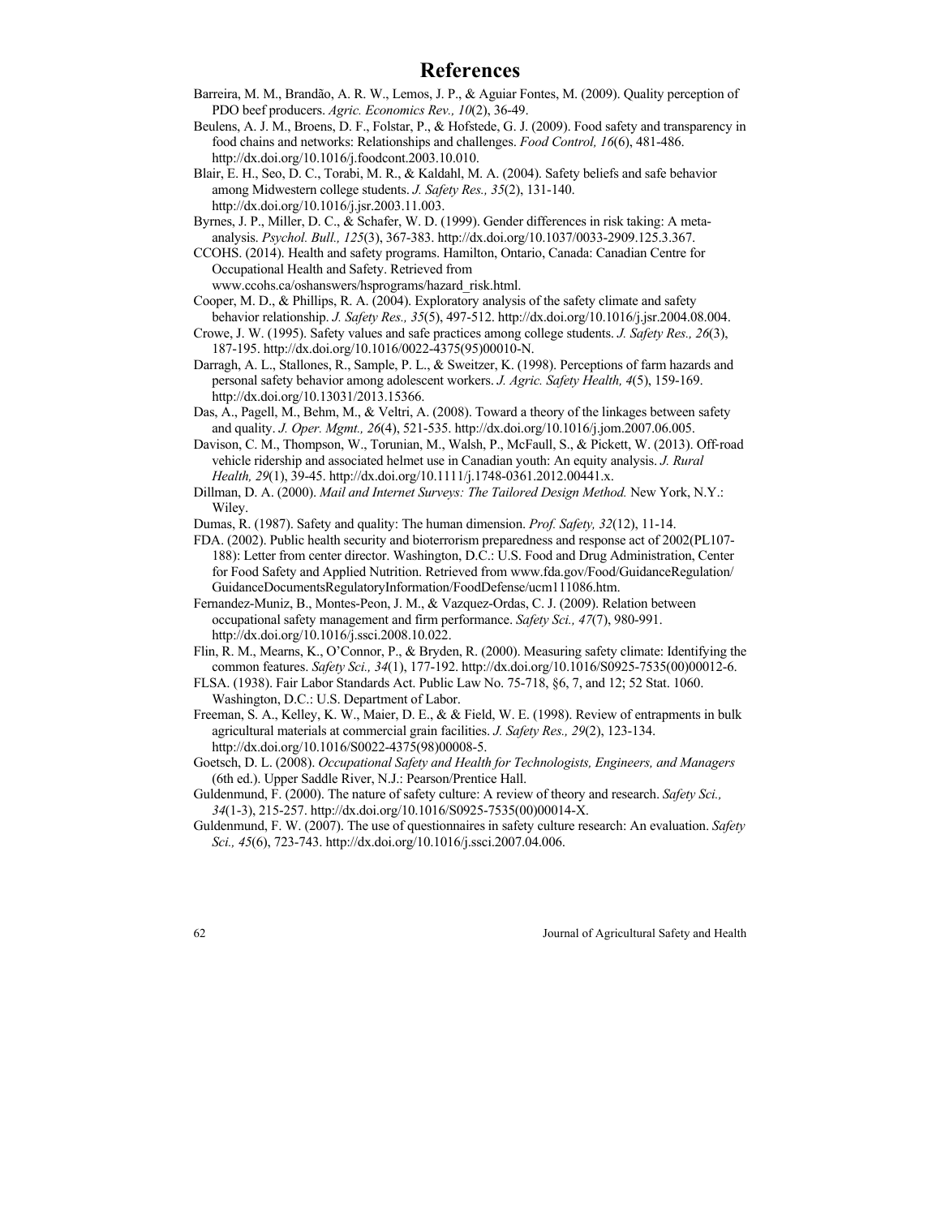# References

Barreira, M. M., Brandão, A. R. W., Lemos, J. P., & Aguiar Fontes, M. (2009). Quality perception of PDO beef producers. *Agric. Economics Rev., 10*(2), 36-49.

Beulens, A. J. M., Broens, D. F., Folstar, P., & Hofstede, G. J. (2009). Food safety and transparency in food chains and networks: Relationships and challenges. *Food Control, 16*(6), 481-486. http://dx.doi.org/10.1016/j.foodcont.2003.10.010.

Blair, E. H., Seo, D. C., Torabi, M. R., & Kaldahl, M. A. (2004). Safety beliefs and safe behavior among Midwestern college students. *J. Safety Res., 35*(2), 131-140. http://dx.doi.org/10.1016/j.jsr.2003.11.003.

Byrnes, J. P., Miller, D. C., & Schafer, W. D. (1999). Gender differences in risk taking: A meta-analysis. *Psychol. Bull., 125*(3), 367-383. http://dx.doi.org/10.1037/0033-2909.125.3.367.

CCOHS. (2014). Health and safety programs. Hamilton, Ontario, Canada: Canadian Centre for Occupational Health and Safety. Retrieved from www.ccohs.ca/oshanswers/hsprograms/hazard_risk.html.

Cooper, M. D., & Phillips, R. A. (2004). Exploratory analysis of the safety climate and safety behavior relationship. *J. Safety Res., 35*(5), 497-512. http://dx.doi.org/10.1016/j.jsr.2004.08.004.

Crowe, J. W. (1995). Safety values and safe practices among college students. *J. Safety Res., 26*(3), 187-195. http://dx.doi.org/10.1016/0022-4375(95)00010-N.

Darragh, A. L., Stallones, R., Sample, P. L., & Sweitzer, K. (1998). Perceptions of farm hazards and personal safety behavior among adolescent workers. *J. Agric. Safety Health, 4*(5), 159-169. http://dx.doi.org/10.13031/2013.15366.

Das, A., Pagell, M., Behm, M., & Veltri, A. (2008). Toward a theory of the linkages between safety and quality. *J. Oper. Mgmt., 26*(4), 521-535. http://dx.doi.org/10.1016/j.jom.2007.06.005.

Davison, C. M., Thompson, W., Torunian, M., Walsh, P., McFaull, S., & Pickett, W. (2013). Off-road vehicle ridership and associated helmet use in Canadian youth: An equity analysis. *J. Rural Health, 29*(1), 39-45. http://dx.doi.org/10.1111/j.1748-0361.2012.00441.x.

Dillman, D. A. (2000). *Mail and Internet Surveys: The Tailored Design Method.* New York, N.Y.: Wiley.

Dumas, R. (1987). Safety and quality: The human dimension. *Prof. Safety, 32*(12), 11-14.

FDA. (2002). Public health security and bioterrorism preparedness and response act of 2002(PL107-188): Letter from center director. Washington, D.C.: U.S. Food and Drug Administration, Center for Food Safety and Applied Nutrition. Retrieved from www.fda.gov/Food/GuidanceRegulation/GuidanceDocumentsRegulatoryInformation/FoodDefense/ucm111086.htm.

Fernandez-Muniz, B., Montes-Peon, J. M., & Vazquez-Ordas, C. J. (2009). Relation between occupational safety management and firm performance. *Safety Sci., 47*(7), 980-991. http://dx.doi.org/10.1016/j.ssci.2008.10.022.

Flin, R. M., Mearns, K., O'Connor, P., & Bryden, R. (2000). Measuring safety climate: Identifying the common features. *Safety Sci., 34*(1), 177-192. http://dx.doi.org/10.1016/S0925-7535(00)00012-6.

FLSA. (1938). Fair Labor Standards Act. Public Law No. 75-718, §6, 7, and 12; 52 Stat. 1060. Washington, D.C.: U.S. Department of Labor.

Freeman, S. A., Kelley, K. W., Maier, D. E., & & Field, W. E. (1998). Review of entrapments in bulk agricultural materials at commercial grain facilities. *J. Safety Res., 29*(2), 123-134. http://dx.doi.org/10.1016/S0022-4375(98)00008-5.

Goetsch, D. L. (2008). *Occupational Safety and Health for Technologists, Engineers, and Managers* (6th ed.). Upper Saddle River, N.J.: Pearson/Prentice Hall.

Guldenmund, F. (2000). The nature of safety culture: A review of theory and research. *Safety Sci., 34*(1-3), 215-257. http://dx.doi.org/10.1016/S0925-7535(00)00014-X.

Guldenmund, F. W. (2007). The use of questionnaires in safety culture research: An evaluation. *Safety Sci., 45*(6), 723-743. http://dx.doi.org/10.1016/j.ssci.2007.04.006.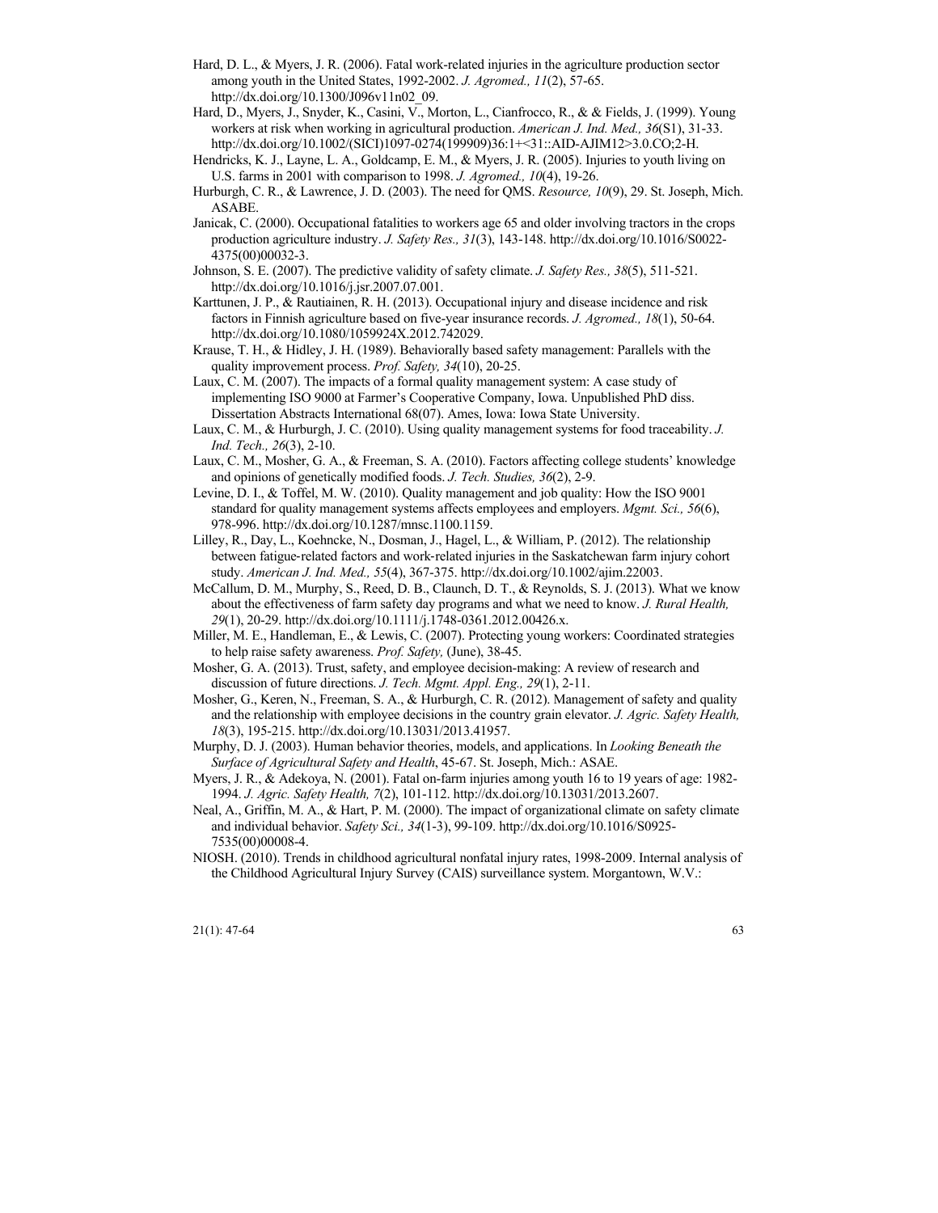Hard, D. L., & Myers, J. R. (2006). Fatal work-related injuries in the agriculture production sector among youth in the United States, 1992-2002. *J. Agromed., 11*(2), 57-65. http://dx.doi.org/10.1300/J096v11n02_09.

Hard, D., Myers, J., Snyder, K., Casini, V., Morton, L., Cianfrocco, R., & & Fields, J. (1999). Young workers at risk when working in agricultural production. *American J. Ind. Med., 36*(S1), 31-33. http://dx.doi.org/10.1002/(SICI)1097-0274(199909)36:1+<31::AID-AJIM12>3.0.CO;2-H.

Hendricks, K. J., Layne, L. A., Goldcamp, E. M., & Myers, J. R. (2005). Injuries to youth living on U.S. farms in 2001 with comparison to 1998. *J. Agromed., 10*(4), 19-26.

Hurburgh, C. R., & Lawrence, J. D. (2003). The need for QMS. *Resource, 10*(9), 29. St. Joseph, Mich. ASABE.

Janicak, C. (2000). Occupational fatalities to workers age 65 and older involving tractors in the crops production agriculture industry. *J. Safety Res., 31*(3), 143-148. http://dx.doi.org/10.1016/S0022-4375(00)00032-3.

Johnson, S. E. (2007). The predictive validity of safety climate. *J. Safety Res., 38*(5), 511-521. http://dx.doi.org/10.1016/j.jsr.2007.07.001.

Karttunen, J. P., & Rautiainen, R. H. (2013). Occupational injury and disease incidence and risk factors in Finnish agriculture based on five-year insurance records. *J. Agromed., 18*(1), 50-64. http://dx.doi.org/10.1080/1059924X.2012.742029.

Krause, T. H., & Hidley, J. H. (1989). Behaviorally based safety management: Parallels with the quality improvement process. *Prof. Safety, 34*(10), 20-25.

Laux, C. M. (2007). The impacts of a formal quality management system: A case study of implementing ISO 9000 at Farmer's Cooperative Company, Iowa. Unpublished PhD diss. Dissertation Abstracts International 68(07). Ames, Iowa: Iowa State University.

Laux, C. M., & Hurburgh, J. C. (2010). Using quality management systems for food traceability. *J. Ind. Tech., 26*(3), 2-10.

Laux, C. M., Mosher, G. A., & Freeman, S. A. (2010). Factors affecting college students' knowledge and opinions of genetically modified foods. *J. Tech. Studies, 36*(2), 2-9.

Levine, D. I., & Toffel, M. W. (2010). Quality management and job quality: How the ISO 9001 standard for quality management systems affects employees and employers. *Mgmt. Sci., 56*(6), 978-996. http://dx.doi.org/10.1287/mnsc.1100.1159.

Lilley, R., Day, L., Koehncke, N., Dosman, J., Hagel, L., & William, P. (2012). The relationship between fatigue-related factors and work-related injuries in the Saskatchewan farm injury cohort study. *American J. Ind. Med., 55*(4), 367-375. http://dx.doi.org/10.1002/ajim.22003.

McCallum, D. M., Murphy, S., Reed, D. B., Claunch, D. T., & Reynolds, S. J. (2013). What we know about the effectiveness of farm safety day programs and what we need to know. *J. Rural Health, 29*(1), 20-29. http://dx.doi.org/10.1111/j.1748-0361.2012.00426.x.

Miller, M. E., Handleman, E., & Lewis, C. (2007). Protecting young workers: Coordinated strategies to help raise safety awareness. *Prof. Safety,* (June), 38-45.

Mosher, G. A. (2013). Trust, safety, and employee decision-making: A review of research and discussion of future directions. *J. Tech. Mgmt. Appl. Eng., 29*(1), 2-11.

Mosher, G., Keren, N., Freeman, S. A., & Hurburgh, C. R. (2012). Management of safety and quality and the relationship with employee decisions in the country grain elevator. *J. Agric. Safety Health, 18*(3), 195-215. http://dx.doi.org/10.13031/2013.41957.

Murphy, D. J. (2003). Human behavior theories, models, and applications. In *Looking Beneath the Surface of Agricultural Safety and Health*, 45-67. St. Joseph, Mich.: ASAE.

Myers, J. R., & Adekoya, N. (2001). Fatal on-farm injuries among youth 16 to 19 years of age: 1982-1994. *J. Agric. Safety Health, 7*(2), 101-112. http://dx.doi.org/10.13031/2013.2607.

Neal, A., Griffin, M. A., & Hart, P. M. (2000). The impact of organizational climate on safety climate and individual behavior. *Safety Sci., 34*(1-3), 99-109. http://dx.doi.org/10.1016/S0925-7535(00)00008-4.

NIOSH. (2010). Trends in childhood agricultural nonfatal injury rates, 1998-2009. Internal analysis of the Childhood Agricultural Injury Survey (CAIS) surveillance system. Morgantown, W.V.: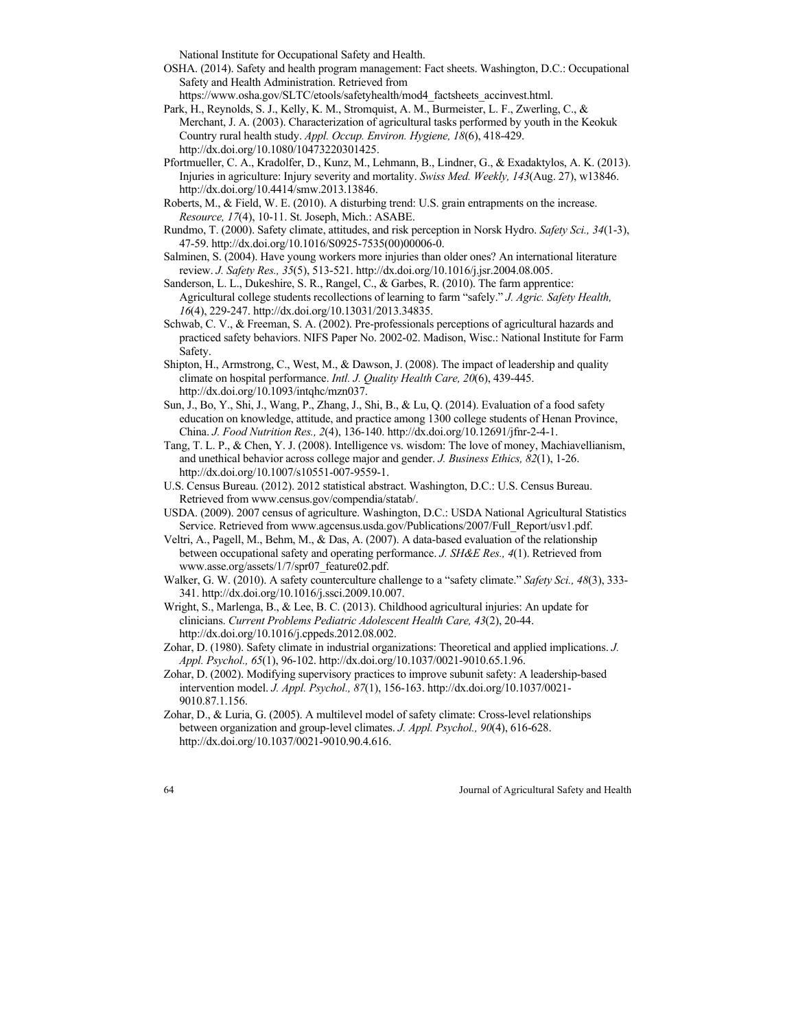National Institute for Occupational Safety and Health.

OSHA. (2014). Safety and health program management: Fact sheets. Washington, D.C.: Occupational Safety and Health Administration. Retrieved from https://www.osha.gov/SLTC/etools/safetyhealth/mod4_factsheets_accinvest.html.

Park, H., Reynolds, S. J., Kelly, K. M., Stromquist, A. M., Burmeister, L. F., Zwerling, C., & Merchant, J. A. (2003). Characterization of agricultural tasks performed by youth in the Keokuk Country rural health study. *Appl. Occup. Environ. Hygiene, 18*(6), 418-429. http://dx.doi.org/10.1080/10473220301425.

Pfortmueller, C. A., Kradolfer, D., Kunz, M., Lehmann, B., Lindner, G., & Exadaktylos, A. K. (2013). Injuries in agriculture: Injury severity and mortality. *Swiss Med. Weekly, 143*(Aug. 27), w13846. http://dx.doi.org/10.4414/smw.2013.13846.

Roberts, M., & Field, W. E. (2010). A disturbing trend: U.S. grain entrapments on the increase. *Resource, 17*(4), 10-11. St. Joseph, Mich.: ASABE.

Rundmo, T. (2000). Safety climate, attitudes, and risk perception in Norsk Hydro. *Safety Sci., 34*(1-3), 47-59. http://dx.doi.org/10.1016/S0925-7535(00)00006-0.

Salminen, S. (2004). Have young workers more injuries than older ones? An international literature review. *J. Safety Res., 35*(5), 513-521. http://dx.doi.org/10.1016/j.jsr.2004.08.005.

Sanderson, L. L., Dukeshire, S. R., Rangel, C., & Garbes, R. (2010). The farm apprentice: Agricultural college students recollections of learning to farm "safely." *J. Agric. Safety Health, 16*(4), 229-247. http://dx.doi.org/10.13031/2013.34835.

Schwab, C. V., & Freeman, S. A. (2002). Pre-professionals perceptions of agricultural hazards and practiced safety behaviors. NIFS Paper No. 2002-02. Madison, Wisc.: National Institute for Farm Safety.

Shipton, H., Armstrong, C., West, M., & Dawson, J. (2008). The impact of leadership and quality climate on hospital performance. *Intl. J. Quality Health Care, 20*(6), 439-445. http://dx.doi.org/10.1093/intqhc/mzn037.

Sun, J., Bo, Y., Shi, J., Wang, P., Zhang, J., Shi, B., & Lu, Q. (2014). Evaluation of a food safety education on knowledge, attitude, and practice among 1300 college students of Henan Province, China. *J. Food Nutrition Res., 2*(4), 136-140. http://dx.doi.org/10.12691/jfnr-2-4-1.

Tang, T. L. P., & Chen, Y. J. (2008). Intelligence vs. wisdom: The love of money, Machiavellianism, and unethical behavior across college major and gender. *J. Business Ethics, 82*(1), 1-26. http://dx.doi.org/10.1007/s10551-007-9559-1.

U.S. Census Bureau. (2012). 2012 statistical abstract. Washington, D.C.: U.S. Census Bureau. Retrieved from www.census.gov/compendia/statab/.

USDA. (2009). 2007 census of agriculture. Washington, D.C.: USDA National Agricultural Statistics Service. Retrieved from www.agcensus.usda.gov/Publications/2007/Full_Report/usv1.pdf.

Veltri, A., Pagell, M., Behm, M., & Das, A. (2007). A data-based evaluation of the relationship between occupational safety and operating performance. *J. SH&E Res., 4*(1). Retrieved from www.asse.org/assets/1/7/spr07_feature02.pdf.

Walker, G. W. (2010). A safety counterculture challenge to a "safety climate." *Safety Sci., 48*(3), 333-341. http://dx.doi.org/10.1016/j.ssci.2009.10.007.

Wright, S., Marlenga, B., & Lee, B. C. (2013). Childhood agricultural injuries: An update for clinicians. *Current Problems Pediatric Adolescent Health Care, 43*(2), 20-44. http://dx.doi.org/10.1016/j.cppeds.2012.08.002.

Zohar, D. (1980). Safety climate in industrial organizations: Theoretical and applied implications. *J. Appl. Psychol., 65*(1), 96-102. http://dx.doi.org/10.1037/0021-9010.65.1.96.

Zohar, D. (2002). Modifying supervisory practices to improve subunit safety: A leadership-based intervention model. *J. Appl. Psychol., 87*(1), 156-163. http://dx.doi.org/10.1037/0021-9010.87.1.156.

Zohar, D., & Luria, G. (2005). A multilevel model of safety climate: Cross-level relationships between organization and group-level climates. *J. Appl. Psychol., 90*(4), 616-628. http://dx.doi.org/10.1037/0021-9010.90.4.616.